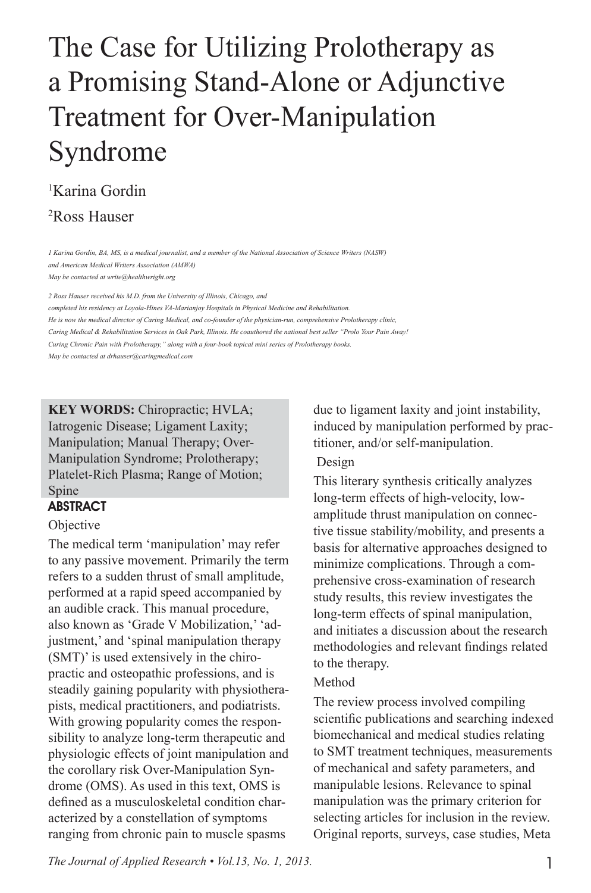# The Case for Utilizing Prolotherapy as a Promising Stand-Alone or Adjunctive Treatment for Over-Manipulation Syndrome

[1]Karina Gordin

[2]Ross Hauser

*1 Karina Gordin, BA, MS, is a medical journalist, and a member of the National Association of Science Writers (NASW) and American Medical Writers Association (AMWA)*
*May be contacted at write@healthwright.org*

*2 Ross Hauser received his M.D. from the University of Illinois, Chicago, and completed his residency at Loyola-Hines VA-Marianjoy Hospitals in Physical Medicine and Rehabilitation. He is now the medical director of Caring Medical, and co-founder of the physician-run, comprehensive Prolotherapy clinic, Caring Medical & Rehabilitation Services in Oak Park, Illinois. He coauthored the national best seller "Prolo Your Pain Away! Curing Chronic Pain with Prolotherapy," along with a four-book topical mini series of Prolotherapy books.*
*May be contacted at drhauser@caringmedical.com*

**KEY WORDS:** Chiropractic; HVLA; Iatrogenic Disease; Ligament Laxity; Manipulation; Manual Therapy; Over-Manipulation Syndrome; Prolotherapy; Platelet-Rich Plasma; Range of Motion; Spine

## ABSTRACT

### Objective

The medical term 'manipulation' may refer to any passive movement. Primarily the term refers to a sudden thrust of small amplitude, performed at a rapid speed accompanied by an audible crack. This manual procedure, also known as 'Grade V Mobilization,' 'adjustment,' and 'spinal manipulation therapy (SMT)' is used extensively in the chiropractic and osteopathic professions, and is steadily gaining popularity with physiotherapists, medical practitioners, and podiatrists. With growing popularity comes the responsibility to analyze long-term therapeutic and physiologic effects of joint manipulation and the corollary risk Over-Manipulation Syndrome (OMS). As used in this text, OMS is defined as a musculoskeletal condition characterized by a constellation of symptoms ranging from chronic pain to muscle spasms due to ligament laxity and joint instability, induced by manipulation performed by practitioner, and/or self-manipulation.

### Design

This literary synthesis critically analyzes long-term effects of high-velocity, low-amplitude thrust manipulation on connective tissue stability/mobility, and presents a basis for alternative approaches designed to minimize complications. Through a comprehensive cross-examination of research study results, this review investigates the long-term effects of spinal manipulation, and initiates a discussion about the research methodologies and relevant findings related to the therapy.

### Method

The review process involved compiling scientific publications and searching indexed biomechanical and medical studies relating to SMT treatment techniques, measurements of mechanical and safety parameters, and manipulable lesions. Relevance to spinal manipulation was the primary criterion for selecting articles for inclusion in the review. Original reports, surveys, case studies, Meta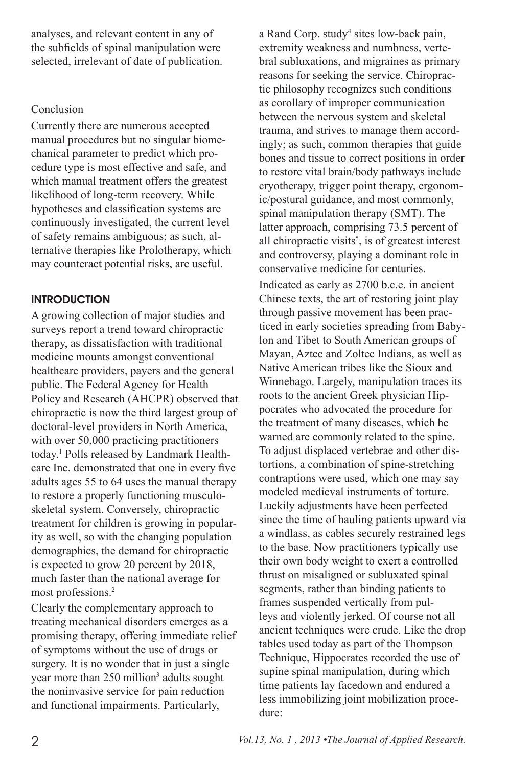analyses, and relevant content in any of the subfields of spinal manipulation were selected, irrelevant of date of publication.

Conclusion

Currently there are numerous accepted manual procedures but no singular biomechanical parameter to predict which procedure type is most effective and safe, and which manual treatment offers the greatest likelihood of long-term recovery. While hypotheses and classification systems are continuously investigated, the current level of safety remains ambiguous; as such, alternative therapies like Prolotherapy, which may counteract potential risks, are useful.

## INTRODUCTION

A growing collection of major studies and surveys report a trend toward chiropractic therapy, as dissatisfaction with traditional medicine mounts amongst conventional healthcare providers, payers and the general public. The Federal Agency for Health Policy and Research (AHCPR) observed that chiropractic is now the third largest group of doctoral-level providers in North America, with over 50,000 practicing practitioners today.[1] Polls released by Landmark Healthcare Inc. demonstrated that one in every five adults ages 55 to 64 uses the manual therapy to restore a properly functioning musculoskeletal system. Conversely, chiropractic treatment for children is growing in popularity as well, so with the changing population demographics, the demand for chiropractic is expected to grow 20 percent by 2018, much faster than the national average for most professions.[2]

Clearly the complementary approach to treating mechanical disorders emerges as a promising therapy, offering immediate relief of symptoms without the use of drugs or surgery. It is no wonder that in just a single year more than 250 million[3] adults sought the noninvasive service for pain reduction and functional impairments. Particularly, a Rand Corp. study[4] sites low-back pain, extremity weakness and numbness, vertebral subluxations, and migraines as primary reasons for seeking the service. Chiropractic philosophy recognizes such conditions as corollary of improper communication between the nervous system and skeletal trauma, and strives to manage them accordingly; as such, common therapies that guide bones and tissue to correct positions in order to restore vital brain/body pathways include cryotherapy, trigger point therapy, ergonomic/postural guidance, and most commonly, spinal manipulation therapy (SMT). The latter approach, comprising 73.5 percent of all chiropractic visits[5], is of greatest interest and controversy, playing a dominant role in conservative medicine for centuries.

Indicated as early as 2700 b.c.e. in ancient Chinese texts, the art of restoring joint play through passive movement has been practiced in early societies spreading from Babylon and Tibet to South American groups of Mayan, Aztec and Zoltec Indians, as well as Native American tribes like the Sioux and Winnebago. Largely, manipulation traces its roots to the ancient Greek physician Hippocrates who advocated the procedure for the treatment of many diseases, which he warned are commonly related to the spine. To adjust displaced vertebrae and other distortions, a combination of spine-stretching contraptions were used, which one may say modeled medieval instruments of torture. Luckily adjustments have been perfected since the time of hauling patients upward via a windlass, as cables securely restrained legs to the base. Now practitioners typically use their own body weight to exert a controlled thrust on misaligned or subluxated spinal segments, rather than binding patients to frames suspended vertically from pulleys and violently jerked. Of course not all ancient techniques were crude. Like the drop tables used today as part of the Thompson Technique, Hippocrates recorded the use of supine spinal manipulation, during which time patients lay facedown and endured a less immobilizing joint mobilization procedure: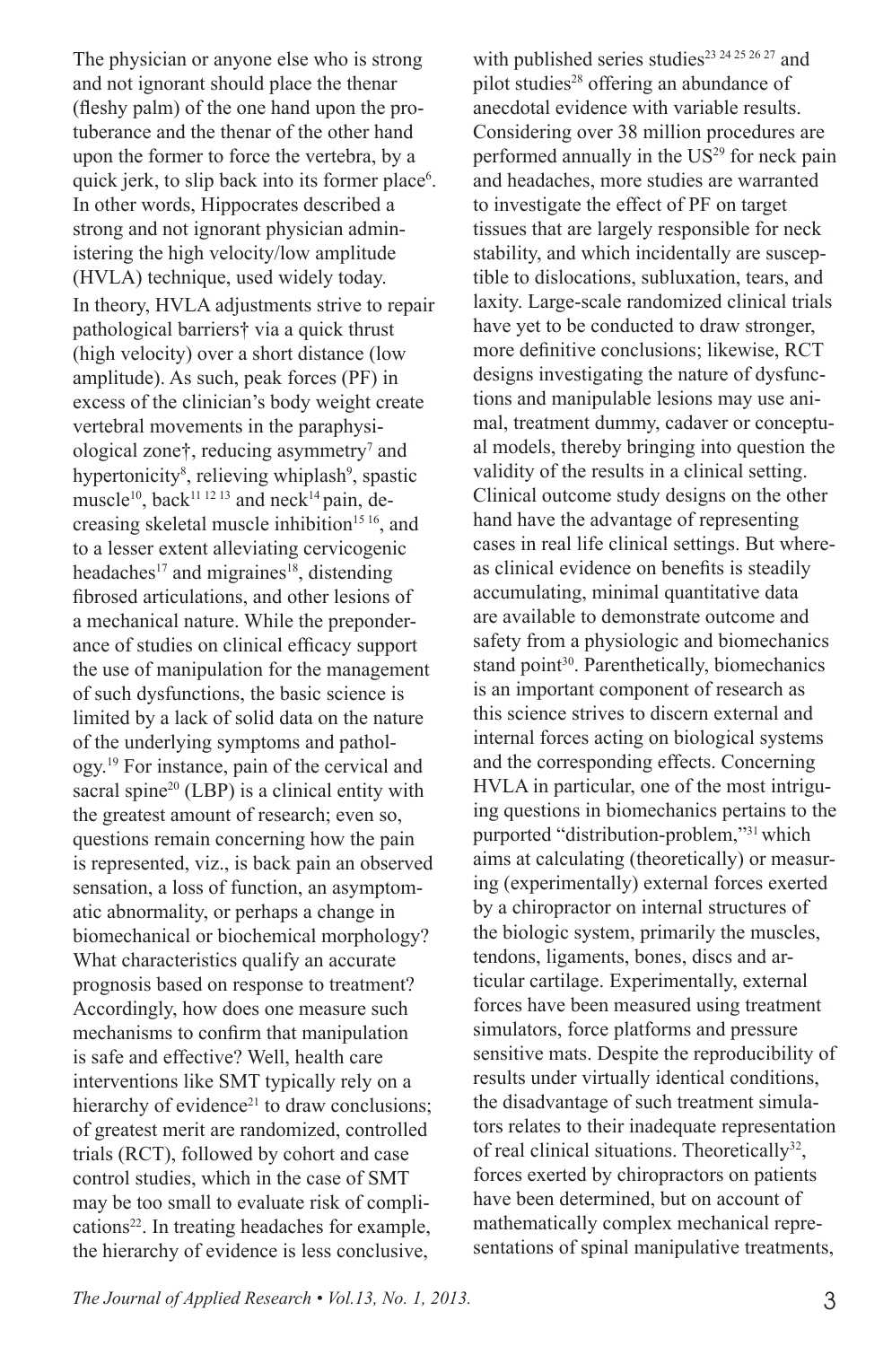The physician or anyone else who is strong and not ignorant should place the thenar (fleshy palm) of the one hand upon the protuberance and the thenar of the other hand upon the former to force the vertebra, by a quick jerk, to slip back into its former place[6]. In other words, Hippocrates described a strong and not ignorant physician administering the high velocity/low amplitude (HVLA) technique, used widely today.

In theory, HVLA adjustments strive to repair pathological barriers† via a quick thrust (high velocity) over a short distance (low amplitude). As such, peak forces (PF) in excess of the clinician's body weight create vertebral movements in the paraphysiological zone†, reducing asymmetry[7] and hypertonicity[8], relieving whiplash[9], spastic muscle[10], back[11 12 13] and neck[14] pain, decreasing skeletal muscle inhibition[15 16], and to a lesser extent alleviating cervicogenic headaches[17] and migraines[18], distending fibrosed articulations, and other lesions of a mechanical nature. While the preponderance of studies on clinical efficacy support the use of manipulation for the management of such dysfunctions, the basic science is limited by a lack of solid data on the nature of the underlying symptoms and pathology.[19] For instance, pain of the cervical and sacral spine[20] (LBP) is a clinical entity with the greatest amount of research; even so, questions remain concerning how the pain is represented, viz., is back pain an observed sensation, a loss of function, an asymptomatic abnormality, or perhaps a change in biomechanical or biochemical morphology? What characteristics qualify an accurate prognosis based on response to treatment? Accordingly, how does one measure such mechanisms to confirm that manipulation is safe and effective? Well, health care interventions like SMT typically rely on a hierarchy of evidence[21] to draw conclusions; of greatest merit are randomized, controlled trials (RCT), followed by cohort and case control studies, which in the case of SMT may be too small to evaluate risk of complications[22]. In treating headaches for example, the hierarchy of evidence is less conclusive, with published series studies[23 24 25 26 27] and pilot studies[28] offering an abundance of anecdotal evidence with variable results. Considering over 38 million procedures are performed annually in the US[29] for neck pain and headaches, more studies are warranted to investigate the effect of PF on target tissues that are largely responsible for neck stability, and which incidentally are susceptible to dislocations, subluxation, tears, and laxity. Large-scale randomized clinical trials have yet to be conducted to draw stronger, more definitive conclusions; likewise, RCT designs investigating the nature of dysfunctions and manipulable lesions may use animal, treatment dummy, cadaver or conceptual models, thereby bringing into question the validity of the results in a clinical setting. Clinical outcome study designs on the other hand have the advantage of representing cases in real life clinical settings. But whereas clinical evidence on benefits is steadily accumulating, minimal quantitative data are available to demonstrate outcome and safety from a physiologic and biomechanics stand point[30]. Parenthetically, biomechanics is an important component of research as this science strives to discern external and internal forces acting on biological systems and the corresponding effects. Concerning HVLA in particular, one of the most intriguing questions in biomechanics pertains to the purported "distribution-problem,"[31] which aims at calculating (theoretically) or measuring (experimentally) external forces exerted by a chiropractor on internal structures of the biologic system, primarily the muscles, tendons, ligaments, bones, discs and articular cartilage. Experimentally, external forces have been measured using treatment simulators, force platforms and pressure sensitive mats. Despite the reproducibility of results under virtually identical conditions, the disadvantage of such treatment simulators relates to their inadequate representation of real clinical situations. Theoretically[32], forces exerted by chiropractors on patients have been determined, but on account of mathematically complex mechanical representations of spinal manipulative treatments,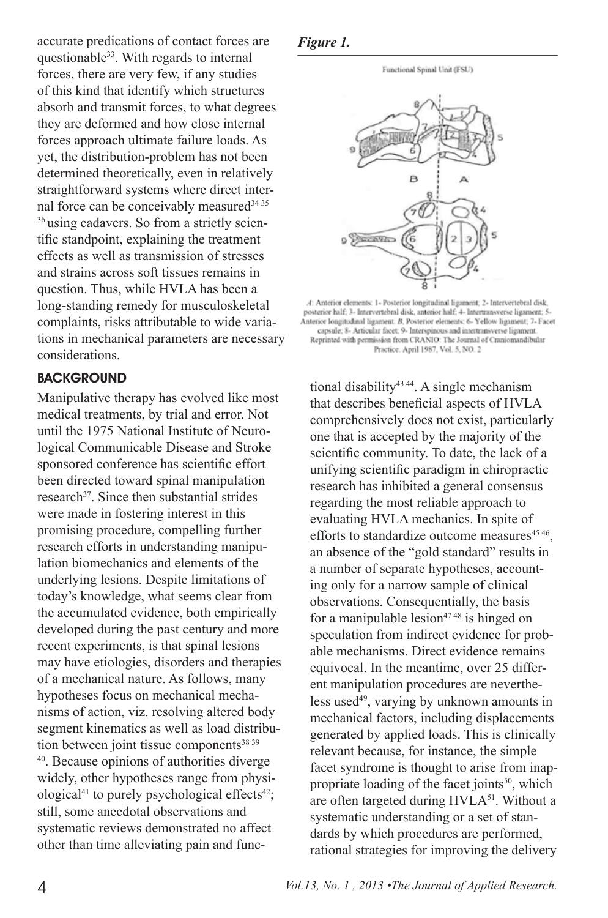accurate predications of contact forces are questionable[33]. With regards to internal forces, there are very few, if any studies of this kind that identify which structures absorb and transmit forces, to what degrees they are deformed and how close internal forces approach ultimate failure loads. As yet, the distribution-problem has not been determined theoretically, even in relatively straightforward systems where direct internal force can be conceivably measured[34 35 36] using cadavers. So from a strictly scientific standpoint, explaining the treatment effects as well as transmission of stresses and strains across soft tissues remains in question. Thus, while HVLA has been a long-standing remedy for musculoskeletal complaints, risks attributable to wide variations in mechanical parameters are necessary considerations.

## BACKGROUND

Manipulative therapy has evolved like most medical treatments, by trial and error. Not until the 1975 National Institute of Neurological Communicable Disease and Stroke sponsored conference has scientific effort been directed toward spinal manipulation research[37]. Since then substantial strides were made in fostering interest in this promising procedure, compelling further research efforts in understanding manipulation biomechanics and elements of the underlying lesions. Despite limitations of today's knowledge, what seems clear from the accumulated evidence, both empirically developed during the past century and more recent experiments, is that spinal lesions may have etiologies, disorders and therapies of a mechanical nature. As follows, many hypotheses focus on mechanical mechanisms of action, viz. resolving altered body segment kinematics as well as load distribution between joint tissue components[38 39 40]. Because opinions of authorities diverge widely, other hypotheses range from physiological[41] to purely psychological effects[42]; still, some anecdotal observations and systematic reviews demonstrated no affect other than time alleviating pain and functional disability[43 44]. A single mechanism that describes beneficial aspects of HVLA comprehensively does not exist, particularly one that is accepted by the majority of the scientific community. To date, the lack of a unifying scientific paradigm in chiropractic research has inhibited a general consensus regarding the most reliable approach to evaluating HVLA mechanics. In spite of efforts to standardize outcome measures[45 46], an absence of the "gold standard" results in a number of separate hypotheses, accounting only for a narrow sample of clinical observations. Consequentially, the basis for a manipulable lesion[47 48] is hinged on speculation from indirect evidence for probable mechanisms. Direct evidence remains equivocal. In the meantime, over 25 different manipulation procedures are nevertheless used[49], varying by unknown amounts in mechanical factors, including displacements generated by applied loads. This is clinically relevant because, for instance, the simple facet syndrome is thought to arise from inappropriate loading of the facet joints[50], which are often targeted during HVLA[51]. Without a systematic understanding or a set of standards by which procedures are performed, rational strategies for improving the delivery

***Figure 1.***

Functional Spinal Unit (FSU)

*A*: Anterior elements: 1- Posterior longitudinal ligament; 2- Intervertebral disk, posterior half; 3- Intervertebral disk, anterior half; 4- Intertransverse ligament; 5- Anterior longitudinal ligament. *B*, Posterior elements: 6- Yellow ligament; 7- Facet capsule; 8- Articular facet; 9- Interspinous and intertransverse ligament. Reprinted with permission from CRANIO: The Journal of Craniomandibular Practice. April 1987, Vol. 5, NO. 2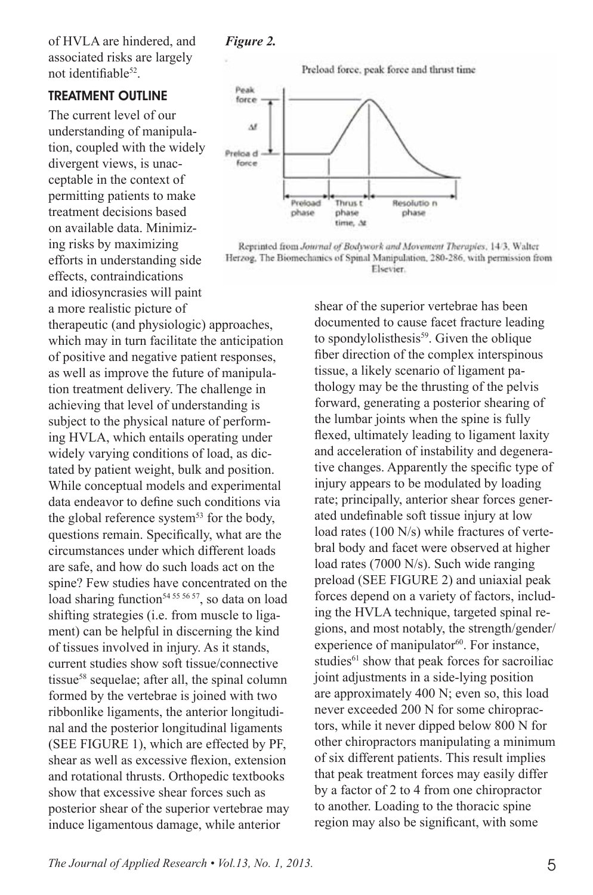of HVLA are hindered, and associated risks are largely not identifiable[52].

## TREATMENT OUTLINE

The current level of our understanding of manipulation, coupled with the widely divergent views, is unacceptable in the context of permitting patients to make treatment decisions based on available data. Minimizing risks by maximizing efforts in understanding side effects, contraindications and idiosyncrasies will paint a more realistic picture of therapeutic (and physiologic) approaches, which may in turn facilitate the anticipation of positive and negative patient responses, as well as improve the future of manipulation treatment delivery. The challenge in achieving that level of understanding is subject to the physical nature of performing HVLA, which entails operating under widely varying conditions of load, as dictated by patient weight, bulk and position. While conceptual models and experimental data endeavor to define such conditions via the global reference system[53] for the body, questions remain. Specifically, what are the circumstances under which different loads are safe, and how do such loads act on the spine? Few studies have concentrated on the load sharing function[54 55 56 57], so data on load shifting strategies (i.e. from muscle to ligament) can be helpful in discerning the kind of tissues involved in injury. As it stands, current studies show soft tissue/connective tissue[58] sequelae; after all, the spinal column formed by the vertebrae is joined with two ribbonlike ligaments, the anterior longitudinal and the posterior longitudinal ligaments (SEE FIGURE 1), which are effected by PF, shear as well as excessive flexion, extension and rotational thrusts. Orthopedic textbooks show that excessive shear forces such as posterior shear of the superior vertebrae may induce ligamentous damage, while anterior shear of the superior vertebrae has been documented to cause facet fracture leading to spondylolisthesis[59]. Given the oblique fiber direction of the complex interspinous tissue, a likely scenario of ligament pathology may be the thrusting of the pelvis forward, generating a posterior shearing of the lumbar joints when the spine is fully flexed, ultimately leading to ligament laxity and acceleration of instability and degenerative changes. Apparently the specific type of injury appears to be modulated by loading rate; principally, anterior shear forces generated undefinable soft tissue injury at low load rates (100 N/s) while fractures of vertebral body and facet were observed at higher load rates (7000 N/s). Such wide ranging preload (SEE FIGURE 2) and uniaxial peak forces depend on a variety of factors, including the HVLA technique, targeted spinal regions, and most notably, the strength/gender/experience of manipulator[60]. For instance, studies[61] show that peak forces for sacroiliac joint adjustments in a side-lying position are approximately 400 N; even so, this load never exceeded 200 N for some chiropractors, while it never dipped below 800 N for other chiropractors manipulating a minimum of six different patients. This result implies that peak treatment forces may easily differ by a factor of 2 to 4 from one chiropractor to another. Loading to the thoracic spine region may also be significant, with some

***Figure 2.***

Preload force, peak force and thrust time

Reprinted from *Journal of Bodywork and Movement Therapies*, 14/3, Walter Herzog, The Biomechanics of Spinal Manipulation, 280-286, with permission from Elsevier.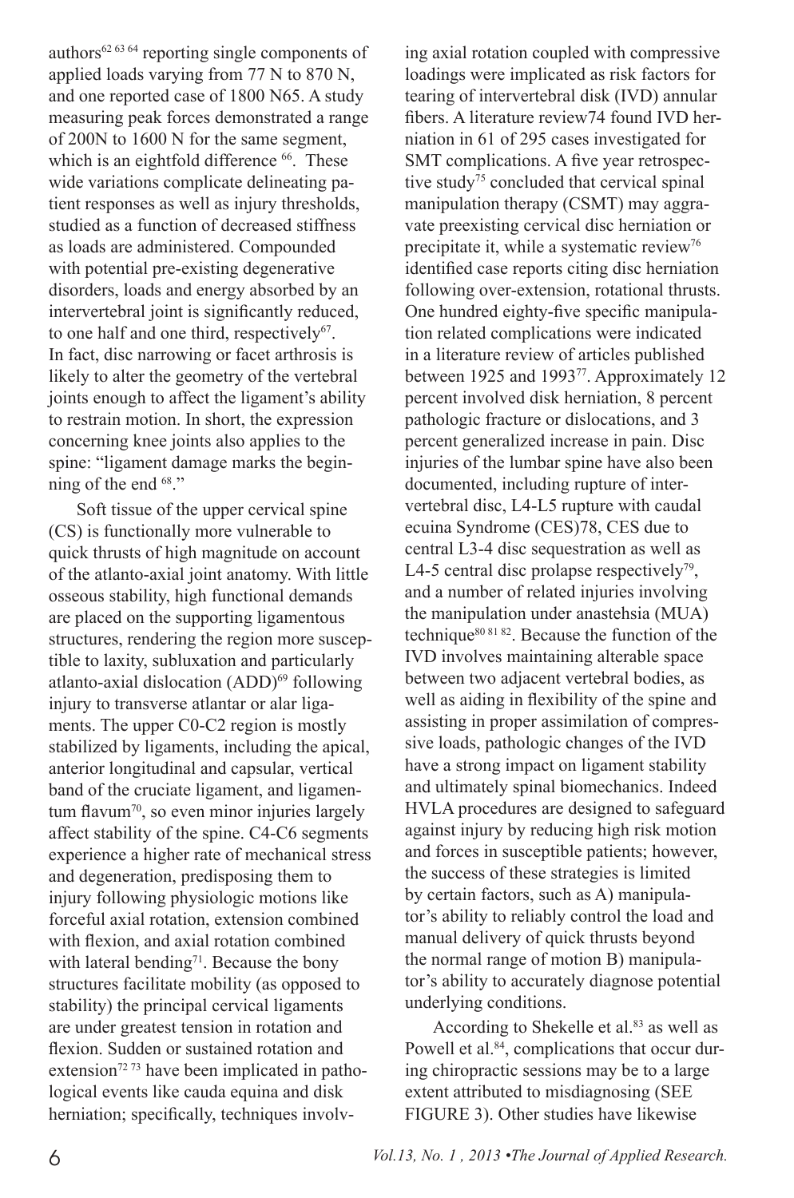authors[62 63 64] reporting single components of applied loads varying from 77 N to 870 N, and one reported case of 1800 N65. A study measuring peak forces demonstrated a range of 200N to 1600 N for the same segment, which is an eightfold difference [66]. These wide variations complicate delineating patient responses as well as injury thresholds, studied as a function of decreased stiffness as loads are administered. Compounded with potential pre-existing degenerative disorders, loads and energy absorbed by an intervertebral joint is significantly reduced, to one half and one third, respectively[67]. In fact, disc narrowing or facet arthrosis is likely to alter the geometry of the vertebral joints enough to affect the ligament's ability to restrain motion. In short, the expression concerning knee joints also applies to the spine: "ligament damage marks the beginning of the end [68]."

Soft tissue of the upper cervical spine (CS) is functionally more vulnerable to quick thrusts of high magnitude on account of the atlanto-axial joint anatomy. With little osseous stability, high functional demands are placed on the supporting ligamentous structures, rendering the region more susceptible to laxity, subluxation and particularly atlanto-axial dislocation (ADD)[69] following injury to transverse atlantar or alar ligaments. The upper C0-C2 region is mostly stabilized by ligaments, including the apical, anterior longitudinal and capsular, vertical band of the cruciate ligament, and ligamentum flavum[70], so even minor injuries largely affect stability of the spine. C4-C6 segments experience a higher rate of mechanical stress and degeneration, predisposing them to injury following physiologic motions like forceful axial rotation, extension combined with flexion, and axial rotation combined with lateral bending[71]. Because the bony structures facilitate mobility (as opposed to stability) the principal cervical ligaments are under greatest tension in rotation and flexion. Sudden or sustained rotation and extension[72 73] have been implicated in pathological events like cauda equina and disk herniation; specifically, techniques involving axial rotation coupled with compressive loadings were implicated as risk factors for tearing of intervertebral disk (IVD) annular fibers. A literature review74 found IVD herniation in 61 of 295 cases investigated for SMT complications. A five year retrospective study[75] concluded that cervical spinal manipulation therapy (CSMT) may aggravate preexisting cervical disc herniation or precipitate it, while a systematic review[76] identified case reports citing disc herniation following over-extension, rotational thrusts. One hundred eighty-five specific manipulation related complications were indicated in a literature review of articles published between 1925 and 1993[77]. Approximately 12 percent involved disk herniation, 8 percent pathologic fracture or dislocations, and 3 percent generalized increase in pain. Disc injuries of the lumbar spine have also been documented, including rupture of intervertebral disc, L4-L5 rupture with caudal ecuina Syndrome (CES)78, CES due to central L3-4 disc sequestration as well as L4-5 central disc prolapse respectively[79], and a number of related injuries involving the manipulation under anastehsia (MUA) technique[80 81 82]. Because the function of the IVD involves maintaining alterable space between two adjacent vertebral bodies, as well as aiding in flexibility of the spine and assisting in proper assimilation of compressive loads, pathologic changes of the IVD have a strong impact on ligament stability and ultimately spinal biomechanics. Indeed HVLA procedures are designed to safeguard against injury by reducing high risk motion and forces in susceptible patients; however, the success of these strategies is limited by certain factors, such as A) manipulator's ability to reliably control the load and manual delivery of quick thrusts beyond the normal range of motion B) manipulator's ability to accurately diagnose potential underlying conditions.

According to Shekelle et al.[83] as well as Powell et al.[84], complications that occur during chiropractic sessions may be to a large extent attributed to misdiagnosing (SEE FIGURE 3). Other studies have likewise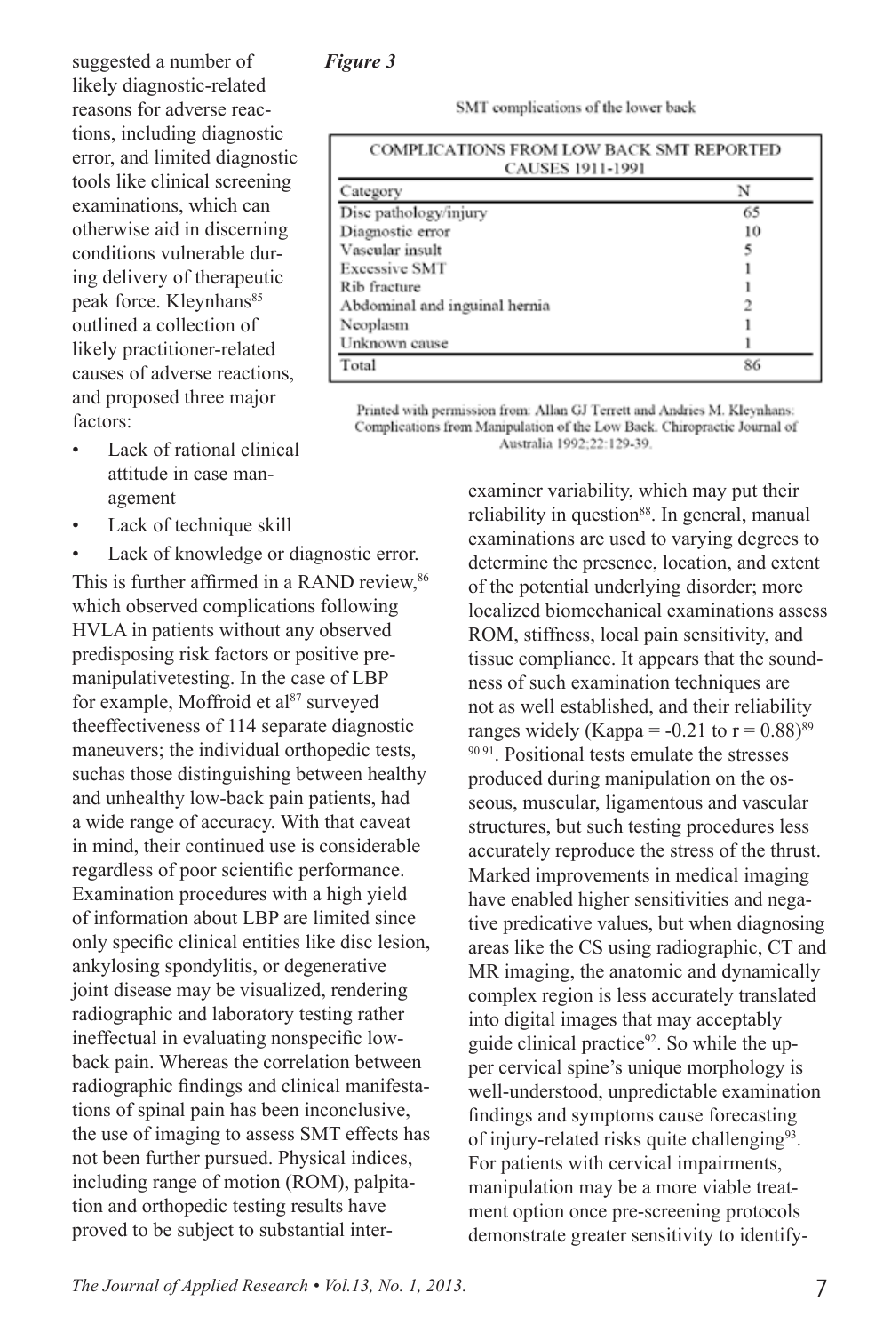suggested a number of likely diagnostic-related reasons for adverse reactions, including diagnostic error, and limited diagnostic tools like clinical screening examinations, which can otherwise aid in discerning conditions vulnerable during delivery of therapeutic peak force. Kleynhans[85] outlined a collection of likely practitioner-related causes of adverse reactions, and proposed three major factors:

- Lack of rational clinical attitude in case management
- Lack of technique skill
- Lack of knowledge or diagnostic error.

This is further affirmed in a RAND review,[86] which observed complications following HVLA in patients without any observed predisposing risk factors or positive premanipulativetesting. In the case of LBP for example, Moffroid et al[87] surveyed theeffectiveness of 114 separate diagnostic maneuvers; the individual orthopedic tests, suchas those distinguishing between healthy and unhealthy low-back pain patients, had a wide range of accuracy. With that caveat in mind, their continued use is considerable regardless of poor scientific performance. Examination procedures with a high yield of information about LBP are limited since only specific clinical entities like disc lesion, ankylosing spondylitis, or degenerative joint disease may be visualized, rendering radiographic and laboratory testing rather ineffectual in evaluating nonspecific low-back pain. Whereas the correlation between radiographic findings and clinical manifestations of spinal pain has been inconclusive, the use of imaging to assess SMT effects has not been further pursued. Physical indices, including range of motion (ROM), palpitation and orthopedic testing results have proved to be subject to substantial inter-examiner variability, which may put their reliability in question[88]. In general, manual examinations are used to varying degrees to determine the presence, location, and extent of the potential underlying disorder; more localized biomechanical examinations assess ROM, stiffness, local pain sensitivity, and tissue compliance. It appears that the soundness of such examination techniques are not as well established, and their reliability ranges widely (Kappa = -0.21 to r = 0.88)[89 90 91]. Positional tests emulate the stresses produced during manipulation on the osseous, muscular, ligamentous and vascular structures, but such testing procedures less accurately reproduce the stress of the thrust. Marked improvements in medical imaging have enabled higher sensitivities and negative predicative values, but when diagnosing areas like the CS using radiographic, CT and MR imaging, the anatomic and dynamically complex region is less accurately translated into digital images that may acceptably guide clinical practice[92]. So while the upper cervical spine's unique morphology is well-understood, unpredictable examination findings and symptoms cause forecasting of injury-related risks quite challenging[93]. For patients with cervical impairments, manipulation may be a more viable treatment option once pre-screening protocols demonstrate greater sensitivity to identify-

***Figure 3***

SMT complications of the lower back

| COMPLICATIONS FROM LOW BACK SMT REPORTED CAUSES 1911-1991 | |
|---|---|
| Category | N |
| Disc pathology/injury | 65 |
| Diagnostic error | 10 |
| Vascular insult | 5 |
| Excessive SMT | 1 |
| Rib fracture | 1 |
| Abdominal and inguinal hernia | 2 |
| Neoplasm | 1 |
| Unknown cause | 1 |
| Total | 86 |

Printed with permission from: Allan GJ Terrett and Andries M. Kleynhans: Complications from Manipulation of the Low Back. Chiropractic Journal of Australia 1992;22:129-39.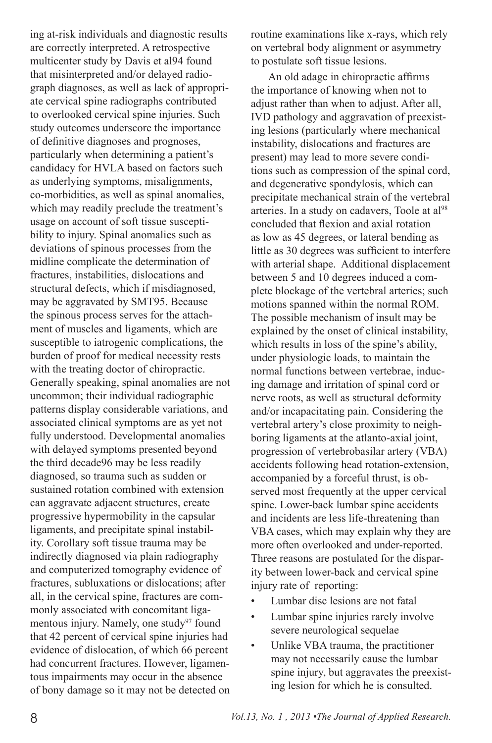ing at-risk individuals and diagnostic results are correctly interpreted. A retrospective multicenter study by Davis et al94 found that misinterpreted and/or delayed radiograph diagnoses, as well as lack of appropriate cervical spine radiographs contributed to overlooked cervical spine injuries. Such study outcomes underscore the importance of definitive diagnoses and prognoses, particularly when determining a patient's candidacy for HVLA based on factors such as underlying symptoms, misalignments, co-morbidities, as well as spinal anomalies, which may readily preclude the treatment's usage on account of soft tissue susceptibility to injury. Spinal anomalies such as deviations of spinous processes from the midline complicate the determination of fractures, instabilities, dislocations and structural defects, which if misdiagnosed, may be aggravated by SMT95. Because the spinous process serves for the attachment of muscles and ligaments, which are susceptible to iatrogenic complications, the burden of proof for medical necessity rests with the treating doctor of chiropractic. Generally speaking, spinal anomalies are not uncommon; their individual radiographic patterns display considerable variations, and associated clinical symptoms are as yet not fully understood. Developmental anomalies with delayed symptoms presented beyond the third decade96 may be less readily diagnosed, so trauma such as sudden or sustained rotation combined with extension can aggravate adjacent structures, create progressive hypermobility in the capsular ligaments, and precipitate spinal instability. Corollary soft tissue trauma may be indirectly diagnosed via plain radiography and computerized tomography evidence of fractures, subluxations or dislocations; after all, in the cervical spine, fractures are commonly associated with concomitant ligamentous injury. Namely, one study[97] found that 42 percent of cervical spine injuries had evidence of dislocation, of which 66 percent had concurrent fractures. However, ligamentous impairments may occur in the absence of bony damage so it may not be detected on routine examinations like x-rays, which rely on vertebral body alignment or asymmetry to postulate soft tissue lesions.

An old adage in chiropractic affirms the importance of knowing when not to adjust rather than when to adjust. After all, IVD pathology and aggravation of preexisting lesions (particularly where mechanical instability, dislocations and fractures are present) may lead to more severe conditions such as compression of the spinal cord, and degenerative spondylosis, which can precipitate mechanical strain of the vertebral arteries. In a study on cadavers, Toole at al[98] concluded that flexion and axial rotation as low as 45 degrees, or lateral bending as little as 30 degrees was sufficient to interfere with arterial shape. Additional displacement between 5 and 10 degrees induced a complete blockage of the vertebral arteries; such motions spanned within the normal ROM. The possible mechanism of insult may be explained by the onset of clinical instability, which results in loss of the spine's ability, under physiologic loads, to maintain the normal functions between vertebrae, inducing damage and irritation of spinal cord or nerve roots, as well as structural deformity and/or incapacitating pain. Considering the vertebral artery's close proximity to neighboring ligaments at the atlanto-axial joint, progression of vertebrobasilar artery (VBA) accidents following head rotation-extension, accompanied by a forceful thrust, is observed most frequently at the upper cervical spine. Lower-back lumbar spine accidents and incidents are less life-threatening than VBA cases, which may explain why they are more often overlooked and under-reported. Three reasons are postulated for the disparity between lower-back and cervical spine injury rate of reporting:

- Lumbar disc lesions are not fatal
- Lumbar spine injuries rarely involve severe neurological sequelae
- Unlike VBA trauma, the practitioner may not necessarily cause the lumbar spine injury, but aggravates the preexisting lesion for which he is consulted.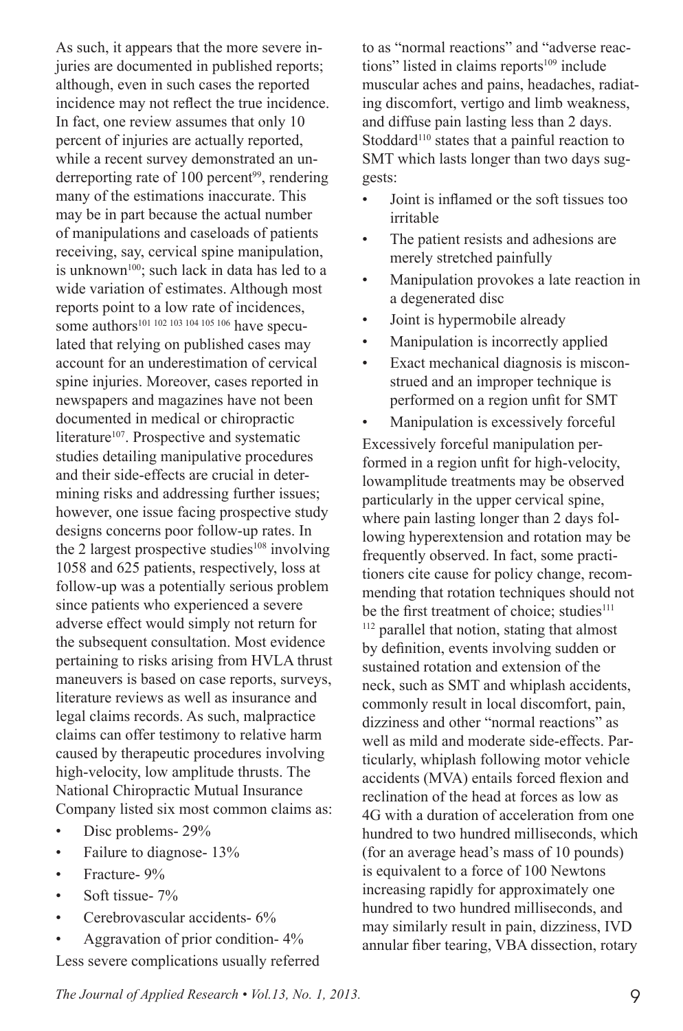As such, it appears that the more severe injuries are documented in published reports; although, even in such cases the reported incidence may not reflect the true incidence. In fact, one review assumes that only 10 percent of injuries are actually reported, while a recent survey demonstrated an underreporting rate of 100 percent[99], rendering many of the estimations inaccurate. This may be in part because the actual number of manipulations and caseloads of patients receiving, say, cervical spine manipulation, is unknown[100]; such lack in data has led to a wide variation of estimates. Although most reports point to a low rate of incidences, some authors[101 102 103 104 105 106] have speculated that relying on published cases may account for an underestimation of cervical spine injuries. Moreover, cases reported in newspapers and magazines have not been documented in medical or chiropractic literature[107]. Prospective and systematic studies detailing manipulative procedures and their side-effects are crucial in determining risks and addressing further issues; however, one issue facing prospective study designs concerns poor follow-up rates. In the 2 largest prospective studies[108] involving 1058 and 625 patients, respectively, loss at follow-up was a potentially serious problem since patients who experienced a severe adverse effect would simply not return for the subsequent consultation. Most evidence pertaining to risks arising from HVLA thrust maneuvers is based on case reports, surveys, literature reviews as well as insurance and legal claims records. As such, malpractice claims can offer testimony to relative harm caused by therapeutic procedures involving high-velocity, low amplitude thrusts. The National Chiropractic Mutual Insurance Company listed six most common claims as:

- Disc problems- 29%
- Failure to diagnose- 13%
- Fracture- 9%
- Soft tissue- 7%
- Cerebrovascular accidents- 6%
- Aggravation of prior condition- 4%

Less severe complications usually referred to as "normal reactions" and "adverse reactions" listed in claims reports[109] include muscular aches and pains, headaches, radiating discomfort, vertigo and limb weakness, and diffuse pain lasting less than 2 days. Stoddard[110] states that a painful reaction to SMT which lasts longer than two days suggests:

- Joint is inflamed or the soft tissues too irritable
- The patient resists and adhesions are merely stretched painfully
- Manipulation provokes a late reaction in a degenerated disc
- Joint is hypermobile already
- Manipulation is incorrectly applied
- Exact mechanical diagnosis is misconstrued and an improper technique is performed on a region unfit for SMT
- Manipulation is excessively forceful

Excessively forceful manipulation performed in a region unfit for high-velocity, lowamplitude treatments may be observed particularly in the upper cervical spine, where pain lasting longer than 2 days following hyperextension and rotation may be frequently observed. In fact, some practitioners cite cause for policy change, recommending that rotation techniques should not be the first treatment of choice; studies[111 112] parallel that notion, stating that almost by definition, events involving sudden or sustained rotation and extension of the neck, such as SMT and whiplash accidents, commonly result in local discomfort, pain, dizziness and other "normal reactions" as well as mild and moderate side-effects. Particularly, whiplash following motor vehicle accidents (MVA) entails forced flexion and reclination of the head at forces as low as 4G with a duration of acceleration from one hundred to two hundred milliseconds, which (for an average head's mass of 10 pounds) is equivalent to a force of 100 Newtons increasing rapidly for approximately one hundred to two hundred milliseconds, and may similarly result in pain, dizziness, IVD annular fiber tearing, VBA dissection, rotary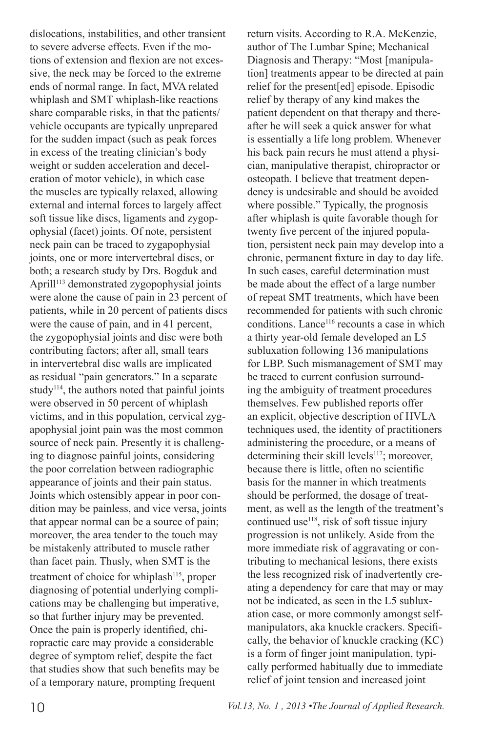dislocations, instabilities, and other transient to severe adverse effects. Even if the motions of extension and flexion are not excessive, the neck may be forced to the extreme ends of normal range. In fact, MVA related whiplash and SMT whiplash-like reactions share comparable risks, in that the patients/vehicle occupants are typically unprepared for the sudden impact (such as peak forces in excess of the treating clinician's body weight or sudden acceleration and deceleration of motor vehicle), in which case the muscles are typically relaxed, allowing external and internal forces to largely affect soft tissue like discs, ligaments and zygopophysial (facet) joints. Of note, persistent neck pain can be traced to zygapophysial joints, one or more intervertebral discs, or both; a research study by Drs. Bogduk and Aprill[113] demonstrated zygopophysial joints were alone the cause of pain in 23 percent of patients, while in 20 percent of patients discs were the cause of pain, and in 41 percent, the zygopophysial joints and disc were both contributing factors; after all, small tears in intervertebral disc walls are implicated as residual "pain generators." In a separate study[114], the authors noted that painful joints were observed in 50 percent of whiplash victims, and in this population, cervical zygapophysial joint pain was the most common source of neck pain. Presently it is challenging to diagnose painful joints, considering the poor correlation between radiographic appearance of joints and their pain status. Joints which ostensibly appear in poor condition may be painless, and vice versa, joints that appear normal can be a source of pain; moreover, the area tender to the touch may be mistakenly attributed to muscle rather than facet pain. Thusly, when SMT is the treatment of choice for whiplash[115], proper diagnosing of potential underlying complications may be challenging but imperative, so that further injury may be prevented. Once the pain is properly identified, chiropractic care may provide a considerable degree of symptom relief, despite the fact that studies show that such benefits may be of a temporary nature, prompting frequent return visits. According to R.A. McKenzie, author of The Lumbar Spine; Mechanical Diagnosis and Therapy: "Most [manipulation] treatments appear to be directed at pain relief for the present[ed] episode. Episodic relief by therapy of any kind makes the patient dependent on that therapy and thereafter he will seek a quick answer for what is essentially a life long problem. Whenever his back pain recurs he must attend a physician, manipulative therapist, chiropractor or osteopath. I believe that treatment dependency is undesirable and should be avoided where possible." Typically, the prognosis after whiplash is quite favorable though for twenty five percent of the injured population, persistent neck pain may develop into a chronic, permanent fixture in day to day life. In such cases, careful determination must be made about the effect of a large number of repeat SMT treatments, which have been recommended for patients with such chronic conditions. Lance[116] recounts a case in which a thirty year-old female developed an L5 subluxation following 136 manipulations for LBP. Such mismanagement of SMT may be traced to current confusion surrounding the ambiguity of treatment procedures themselves. Few published reports offer an explicit, objective description of HVLA techniques used, the identity of practitioners administering the procedure, or a means of determining their skill levels[117]; moreover, because there is little, often no scientific basis for the manner in which treatments should be performed, the dosage of treatment, as well as the length of the treatment's continued use[118], risk of soft tissue injury progression is not unlikely. Aside from the more immediate risk of aggravating or contributing to mechanical lesions, there exists the less recognized risk of inadvertently creating a dependency for care that may or may not be indicated, as seen in the L5 subluxation case, or more commonly amongst self-manipulators, aka knuckle crackers. Specifically, the behavior of knuckle cracking (KC) is a form of finger joint manipulation, typically performed habitually due to immediate relief of joint tension and increased joint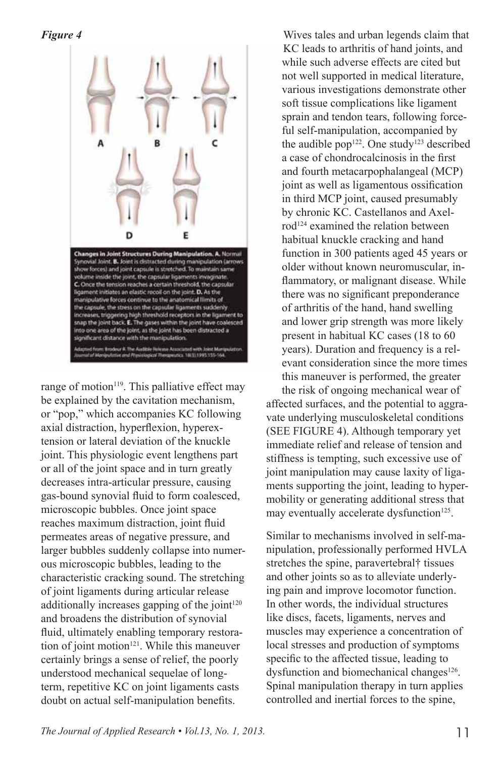*Figure 4*

**Changes in Joint Structures During Manipulation. A.** Normal Synovial Joint. **B.** Joint is distracted during manipulation (arrows show forces) and joint capsule is stretched. To maintain same volume inside the joint, the capsular ligaments invaginate. **C.** Once the tension reaches a certain threshold, the capsular ligament initiates an elastic recoil on the joint. **D.** As the manipulative forces continue to the anatomical limits of the capsule, the stress on the capsular ligaments suddenly increases, triggering high threshold receptors in the ligament to snap the joint back. **E.** The gases within the joint have coalesced into one area of the joint, as the joint has been distracted a significant distance with the manipulation.

Adapted from: Brodeur R. The Audible Release Associated with Joint Manipulation. Journal of Manipulative and Physiological Therapeutics. 18(3):1995:155-164.

range of motion[119]. This palliative effect may be explained by the cavitation mechanism, or "pop," which accompanies KC following axial distraction, hyperflexion, hyperextension or lateral deviation of the knuckle joint. This physiologic event lengthens part or all of the joint space and in turn greatly decreases intra-articular pressure, causing gas-bound synovial fluid to form coalesced, microscopic bubbles. Once joint space reaches maximum distraction, joint fluid permeates areas of negative pressure, and larger bubbles suddenly collapse into numerous microscopic bubbles, leading to the characteristic cracking sound. The stretching of joint ligaments during articular release additionally increases gapping of the joint[120] and broadens the distribution of synovial fluid, ultimately enabling temporary restoration of joint motion[121]. While this maneuver certainly brings a sense of relief, the poorly understood mechanical sequelae of long-term, repetitive KC on joint ligaments casts doubt on actual self-manipulation benefits.

Wives tales and urban legends claim that KC leads to arthritis of hand joints, and while such adverse effects are cited but not well supported in medical literature, various investigations demonstrate other soft tissue complications like ligament sprain and tendon tears, following forceful self-manipulation, accompanied by the audible pop[122]. One study[123] described a case of chondrocalcinosis in the first and fourth metacarpophalangeal (MCP) joint as well as ligamentous ossification in third MCP joint, caused presumably by chronic KC. Castellanos and Axelrod[124] examined the relation between habitual knuckle cracking and hand function in 300 patients aged 45 years or older without known neuromuscular, inflammatory, or malignant disease. While there was no significant preponderance of arthritis of the hand, hand swelling and lower grip strength was more likely present in habitual KC cases (18 to 60 years). Duration and frequency is a relevant consideration since the more times this maneuver is performed, the greater the risk of ongoing mechanical wear of affected surfaces, and the potential to aggravate underlying musculoskeletal conditions (SEE FIGURE 4). Although temporary yet immediate relief and release of tension and stiffness is tempting, such excessive use of joint manipulation may cause laxity of ligaments supporting the joint, leading to hypermobility or generating additional stress that may eventually accelerate dysfunction[125].

Similar to mechanisms involved in self-manipulation, professionally performed HVLA stretches the spine, paravertebral† tissues and other joints so as to alleviate underlying pain and improve locomotor function. In other words, the individual structures like discs, facets, ligaments, nerves and muscles may experience a concentration of local stresses and production of symptoms specific to the affected tissue, leading to dysfunction and biomechanical changes[126]. Spinal manipulation therapy in turn applies controlled and inertial forces to the spine,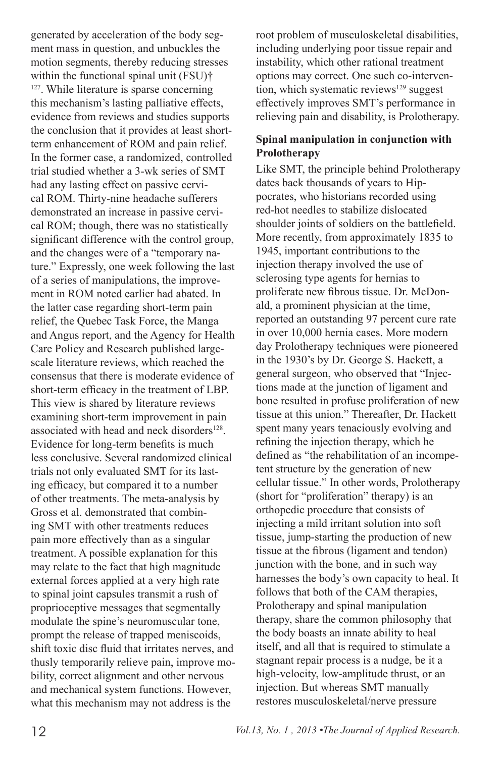generated by acceleration of the body segment mass in question, and unbuckles the motion segments, thereby reducing stresses within the functional spinal unit (FSU)† [127]. While literature is sparse concerning this mechanism's lasting palliative effects, evidence from reviews and studies supports the conclusion that it provides at least short-term enhancement of ROM and pain relief. In the former case, a randomized, controlled trial studied whether a 3-wk series of SMT had any lasting effect on passive cervical ROM. Thirty-nine headache sufferers demonstrated an increase in passive cervical ROM; though, there was no statistically significant difference with the control group, and the changes were of a "temporary nature." Expressly, one week following the last of a series of manipulations, the improvement in ROM noted earlier had abated. In the latter case regarding short-term pain relief, the Quebec Task Force, the Manga and Angus report, and the Agency for Health Care Policy and Research published large-scale literature reviews, which reached the consensus that there is moderate evidence of short-term efficacy in the treatment of LBP. This view is shared by literature reviews examining short-term improvement in pain associated with head and neck disorders[128]. Evidence for long-term benefits is much less conclusive. Several randomized clinical trials not only evaluated SMT for its lasting efficacy, but compared it to a number of other treatments. The meta-analysis by Gross et al. demonstrated that combining SMT with other treatments reduces pain more effectively than as a singular treatment. A possible explanation for this may relate to the fact that high magnitude external forces applied at a very high rate to spinal joint capsules transmit a rush of proprioceptive messages that segmentally modulate the spine's neuromuscular tone, prompt the release of trapped meniscoids, shift toxic disc fluid that irritates nerves, and thusly temporarily relieve pain, improve mobility, correct alignment and other nervous and mechanical system functions. However, what this mechanism may not address is the root problem of musculoskeletal disabilities, including underlying poor tissue repair and instability, which other rational treatment options may correct. One such co-intervention, which systematic reviews[129] suggest effectively improves SMT's performance in relieving pain and disability, is Prolotherapy.

**Spinal manipulation in conjunction with Prolotherapy**

Like SMT, the principle behind Prolotherapy dates back thousands of years to Hippocrates, who historians recorded using red-hot needles to stabilize dislocated shoulder joints of soldiers on the battlefield. More recently, from approximately 1835 to 1945, important contributions to the injection therapy involved the use of sclerosing type agents for hernias to proliferate new fibrous tissue. Dr. McDonald, a prominent physician at the time, reported an outstanding 97 percent cure rate in over 10,000 hernia cases. More modern day Prolotherapy techniques were pioneered in the 1930's by Dr. George S. Hackett, a general surgeon, who observed that "Injections made at the junction of ligament and bone resulted in profuse proliferation of new tissue at this union." Thereafter, Dr. Hackett spent many years tenaciously evolving and refining the injection therapy, which he defined as "the rehabilitation of an incompetent structure by the generation of new cellular tissue." In other words, Prolotherapy (short for "proliferation" therapy) is an orthopedic procedure that consists of injecting a mild irritant solution into soft tissue, jump-starting the production of new tissue at the fibrous (ligament and tendon) junction with the bone, and in such way harnesses the body's own capacity to heal. It follows that both of the CAM therapies, Prolotherapy and spinal manipulation therapy, share the common philosophy that the body boasts an innate ability to heal itself, and all that is required to stimulate a stagnant repair process is a nudge, be it a high-velocity, low-amplitude thrust, or an injection. But whereas SMT manually restores musculoskeletal/nerve pressure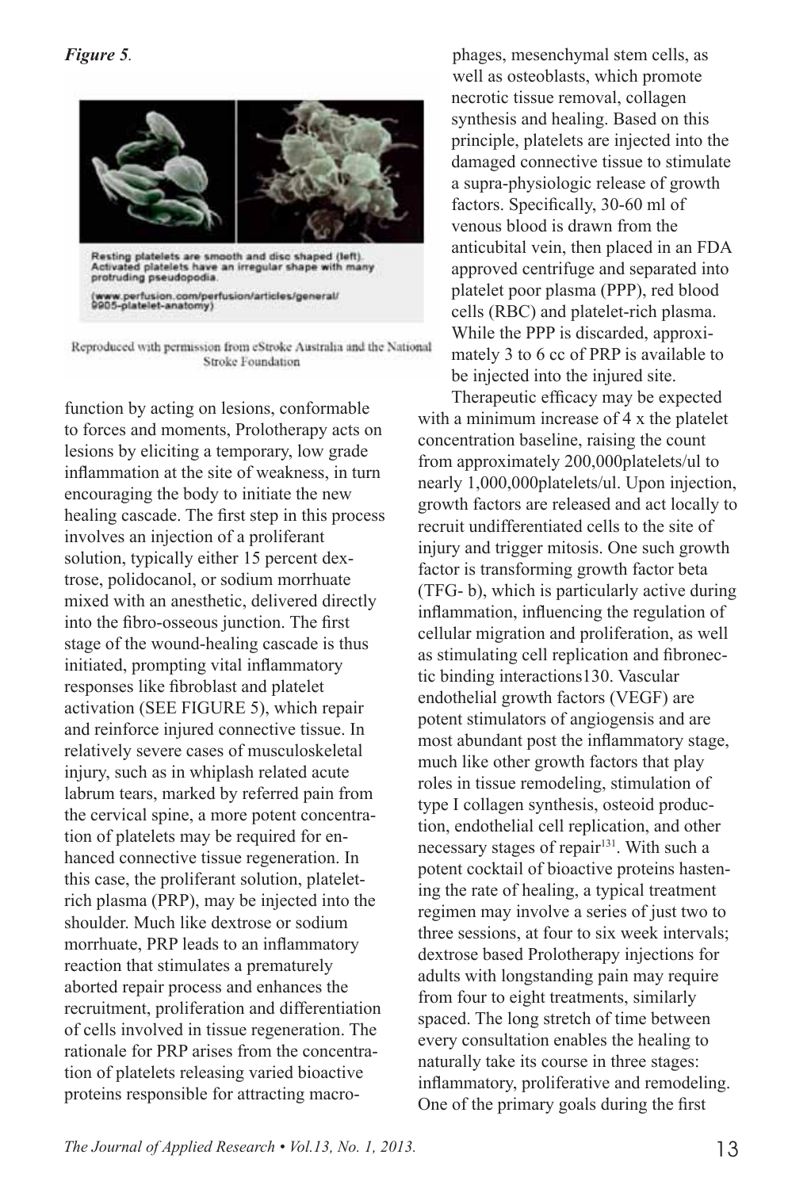*Figure 5.*

Resting platelets are smooth and disc shaped (left). Activated platelets have an irregular shape with many protruding pseudopodia.

(www.perfusion.com/perfusion/articles/general/9905-platelet-anatomy)

Reproduced with permission from eStroke Australia and the National Stroke Foundation

function by acting on lesions, conformable to forces and moments, Prolotherapy acts on lesions by eliciting a temporary, low grade inflammation at the site of weakness, in turn encouraging the body to initiate the new healing cascade. The first step in this process involves an injection of a proliferant solution, typically either 15 percent dextrose, polidocanol, or sodium morrhuate mixed with an anesthetic, delivered directly into the fibro-osseous junction. The first stage of the wound-healing cascade is thus initiated, prompting vital inflammatory responses like fibroblast and platelet activation (SEE FIGURE 5), which repair and reinforce injured connective tissue. In relatively severe cases of musculoskeletal injury, such as in whiplash related acute labrum tears, marked by referred pain from the cervical spine, a more potent concentration of platelets may be required for enhanced connective tissue regeneration. In this case, the proliferant solution, platelet-rich plasma (PRP), may be injected into the shoulder. Much like dextrose or sodium morrhuate, PRP leads to an inflammatory reaction that stimulates a prematurely aborted repair process and enhances the recruitment, proliferation and differentiation of cells involved in tissue regeneration. The rationale for PRP arises from the concentration of platelets releasing varied bioactive proteins responsible for attracting macrophages, mesenchymal stem cells, as well as osteoblasts, which promote necrotic tissue removal, collagen synthesis and healing. Based on this principle, platelets are injected into the damaged connective tissue to stimulate a supra-physiologic release of growth factors. Specifically, 30-60 ml of venous blood is drawn from the anticubital vein, then placed in an FDA approved centrifuge and separated into platelet poor plasma (PPP), red blood cells (RBC) and platelet-rich plasma. While the PPP is discarded, approximately 3 to 6 cc of PRP is available to be injected into the injured site.

Therapeutic efficacy may be expected with a minimum increase of 4 x the platelet concentration baseline, raising the count from approximately 200,000platelets/ul to nearly 1,000,000platelets/ul. Upon injection, growth factors are released and act locally to recruit undifferentiated cells to the site of injury and trigger mitosis. One such growth factor is transforming growth factor beta (TFG- b), which is particularly active during inflammation, influencing the regulation of cellular migration and proliferation, as well as stimulating cell replication and fibronectic binding interactions130. Vascular endothelial growth factors (VEGF) are potent stimulators of angiogensis and are most abundant post the inflammatory stage, much like other growth factors that play roles in tissue remodeling, stimulation of type I collagen synthesis, osteoid production, endothelial cell replication, and other necessary stages of repair[131]. With such a potent cocktail of bioactive proteins hastening the rate of healing, a typical treatment regimen may involve a series of just two to three sessions, at four to six week intervals; dextrose based Prolotherapy injections for adults with longstanding pain may require from four to eight treatments, similarly spaced. The long stretch of time between every consultation enables the healing to naturally take its course in three stages: inflammatory, proliferative and remodeling. One of the primary goals during the first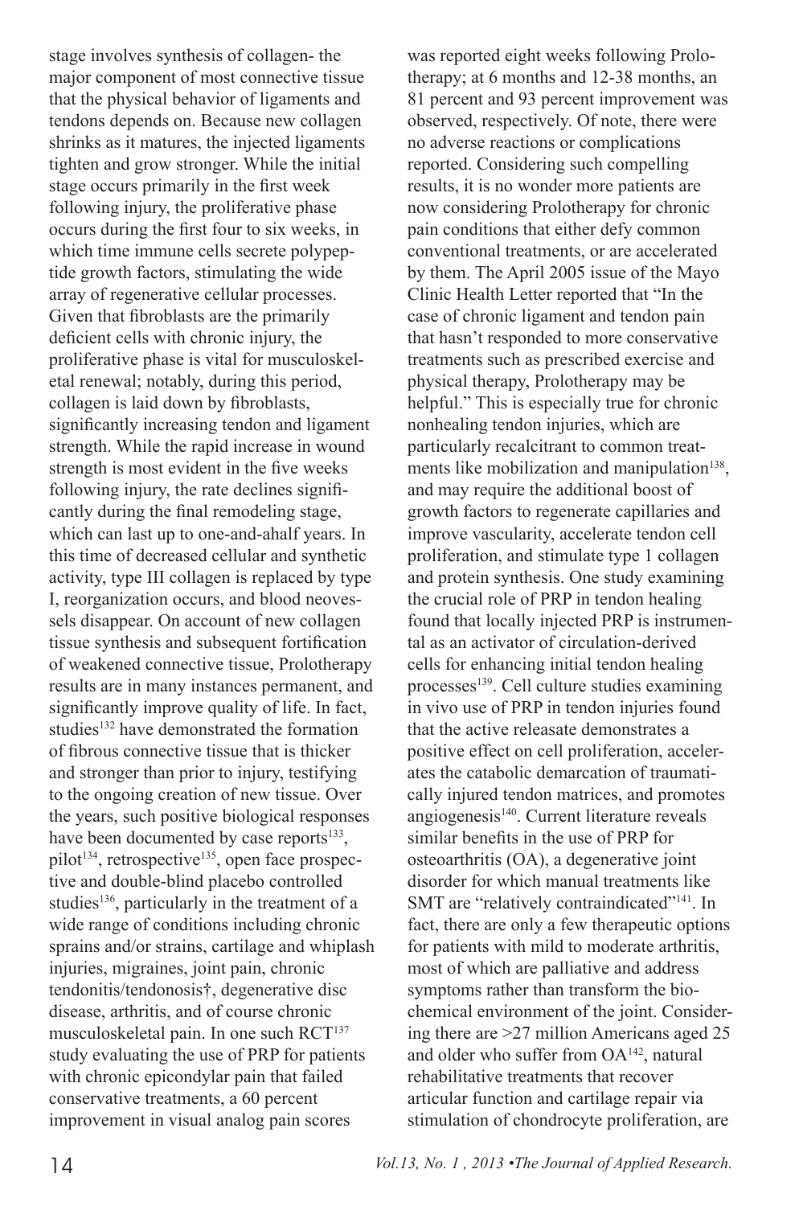stage involves synthesis of collagen- the major component of most connective tissue that the physical behavior of ligaments and tendons depends on. Because new collagen shrinks as it matures, the injected ligaments tighten and grow stronger. While the initial stage occurs primarily in the first week following injury, the proliferative phase occurs during the first four to six weeks, in which time immune cells secrete polypeptide growth factors, stimulating the wide array of regenerative cellular processes. Given that fibroblasts are the primarily deficient cells with chronic injury, the proliferative phase is vital for musculoskeletal renewal; notably, during this period, collagen is laid down by fibroblasts, significantly increasing tendon and ligament strength. While the rapid increase in wound strength is most evident in the five weeks following injury, the rate declines significantly during the final remodeling stage, which can last up to one-and-ahalf years. In this time of decreased cellular and synthetic activity, type III collagen is replaced by type I, reorganization occurs, and blood neovessels disappear. On account of new collagen tissue synthesis and subsequent fortification of weakened connective tissue, Prolotherapy results are in many instances permanent, and significantly improve quality of life. In fact, studies[132] have demonstrated the formation of fibrous connective tissue that is thicker and stronger than prior to injury, testifying to the ongoing creation of new tissue. Over the years, such positive biological responses have been documented by case reports[133], pilot[134], retrospective[135], open face prospective and double-blind placebo controlled studies[136], particularly in the treatment of a wide range of conditions including chronic sprains and/or strains, cartilage and whiplash injuries, migraines, joint pain, chronic tendonitis/tendonosis†, degenerative disc disease, arthritis, and of course chronic musculoskeletal pain. In one such RCT[137] study evaluating the use of PRP for patients with chronic epicondylar pain that failed conservative treatments, a 60 percent improvement in visual analog pain scores was reported eight weeks following Prolotherapy; at 6 months and 12-38 months, an 81 percent and 93 percent improvement was observed, respectively. Of note, there were no adverse reactions or complications reported. Considering such compelling results, it is no wonder more patients are now considering Prolotherapy for chronic pain conditions that either defy common conventional treatments, or are accelerated by them. The April 2005 issue of the Mayo Clinic Health Letter reported that "In the case of chronic ligament and tendon pain that hasn't responded to more conservative treatments such as prescribed exercise and physical therapy, Prolotherapy may be helpful." This is especially true for chronic nonhealing tendon injuries, which are particularly recalcitrant to common treatments like mobilization and manipulation[138], and may require the additional boost of growth factors to regenerate capillaries and improve vascularity, accelerate tendon cell proliferation, and stimulate type 1 collagen and protein synthesis. One study examining the crucial role of PRP in tendon healing found that locally injected PRP is instrumental as an activator of circulation-derived cells for enhancing initial tendon healing processes[139]. Cell culture studies examining in vivo use of PRP in tendon injuries found that the active releasate demonstrates a positive effect on cell proliferation, accelerates the catabolic demarcation of traumatically injured tendon matrices, and promotes angiogenesis[140]. Current literature reveals similar benefits in the use of PRP for osteoarthritis (OA), a degenerative joint disorder for which manual treatments like SMT are "relatively contraindicated"[141]. In fact, there are only a few therapeutic options for patients with mild to moderate arthritis, most of which are palliative and address symptoms rather than transform the biochemical environment of the joint. Considering there are >27 million Americans aged 25 and older who suffer from OA[142], natural rehabilitative treatments that recover articular function and cartilage repair via stimulation of chondrocyte proliferation, are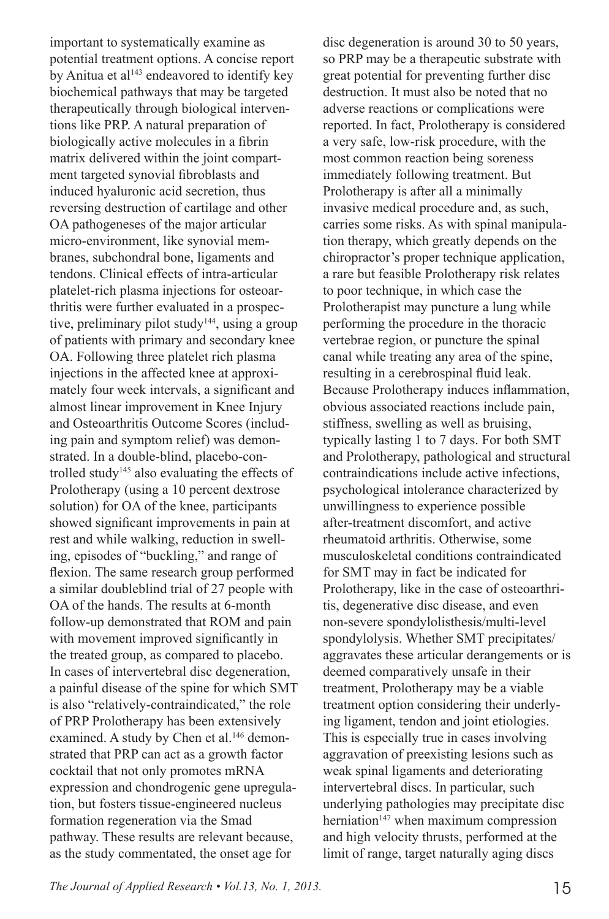important to systematically examine as potential treatment options. A concise report by Anitua et al[143] endeavored to identify key biochemical pathways that may be targeted therapeutically through biological interventions like PRP. A natural preparation of biologically active molecules in a fibrin matrix delivered within the joint compartment targeted synovial fibroblasts and induced hyaluronic acid secretion, thus reversing destruction of cartilage and other OA pathogeneses of the major articular micro-environment, like synovial membranes, subchondral bone, ligaments and tendons. Clinical effects of intra-articular platelet-rich plasma injections for osteoarthritis were further evaluated in a prospective, preliminary pilot study[144], using a group of patients with primary and secondary knee OA. Following three platelet rich plasma injections in the affected knee at approximately four week intervals, a significant and almost linear improvement in Knee Injury and Osteoarthritis Outcome Scores (including pain and symptom relief) was demonstrated. In a double-blind, placebo-controlled study[145] also evaluating the effects of Prolotherapy (using a 10 percent dextrose solution) for OA of the knee, participants showed significant improvements in pain at rest and while walking, reduction in swelling, episodes of "buckling," and range of flexion. The same research group performed a similar doubleblind trial of 27 people with OA of the hands. The results at 6-month follow-up demonstrated that ROM and pain with movement improved significantly in the treated group, as compared to placebo. In cases of intervertebral disc degeneration, a painful disease of the spine for which SMT is also "relatively-contraindicated," the role of PRP Prolotherapy has been extensively examined. A study by Chen et al.[146] demonstrated that PRP can act as a growth factor cocktail that not only promotes mRNA expression and chondrogenic gene upregulation, but fosters tissue-engineered nucleus formation regeneration via the Smad pathway. These results are relevant because, as the study commentated, the onset age for disc degeneration is around 30 to 50 years, so PRP may be a therapeutic substrate with great potential for preventing further disc destruction. It must also be noted that no adverse reactions or complications were reported. In fact, Prolotherapy is considered a very safe, low-risk procedure, with the most common reaction being soreness immediately following treatment. But Prolotherapy is after all a minimally invasive medical procedure and, as such, carries some risks. As with spinal manipulation therapy, which greatly depends on the chiropractor's proper technique application, a rare but feasible Prolotherapy risk relates to poor technique, in which case the Prolotherapist may puncture a lung while performing the procedure in the thoracic vertebrae region, or puncture the spinal canal while treating any area of the spine, resulting in a cerebrospinal fluid leak. Because Prolotherapy induces inflammation, obvious associated reactions include pain, stiffness, swelling as well as bruising, typically lasting 1 to 7 days. For both SMT and Prolotherapy, pathological and structural contraindications include active infections, psychological intolerance characterized by unwillingness to experience possible after-treatment discomfort, and active rheumatoid arthritis. Otherwise, some musculoskeletal conditions contraindicated for SMT may in fact be indicated for Prolotherapy, like in the case of osteoarthritis, degenerative disc disease, and even non-severe spondylolisthesis/multi-level spondylolysis. Whether SMT precipitates/aggravates these articular derangements or is deemed comparatively unsafe in their treatment, Prolotherapy may be a viable treatment option considering their underlying ligament, tendon and joint etiologies. This is especially true in cases involving aggravation of preexisting lesions such as weak spinal ligaments and deteriorating intervertebral discs. In particular, such underlying pathologies may precipitate disc herniation[147] when maximum compression and high velocity thrusts, performed at the limit of range, target naturally aging discs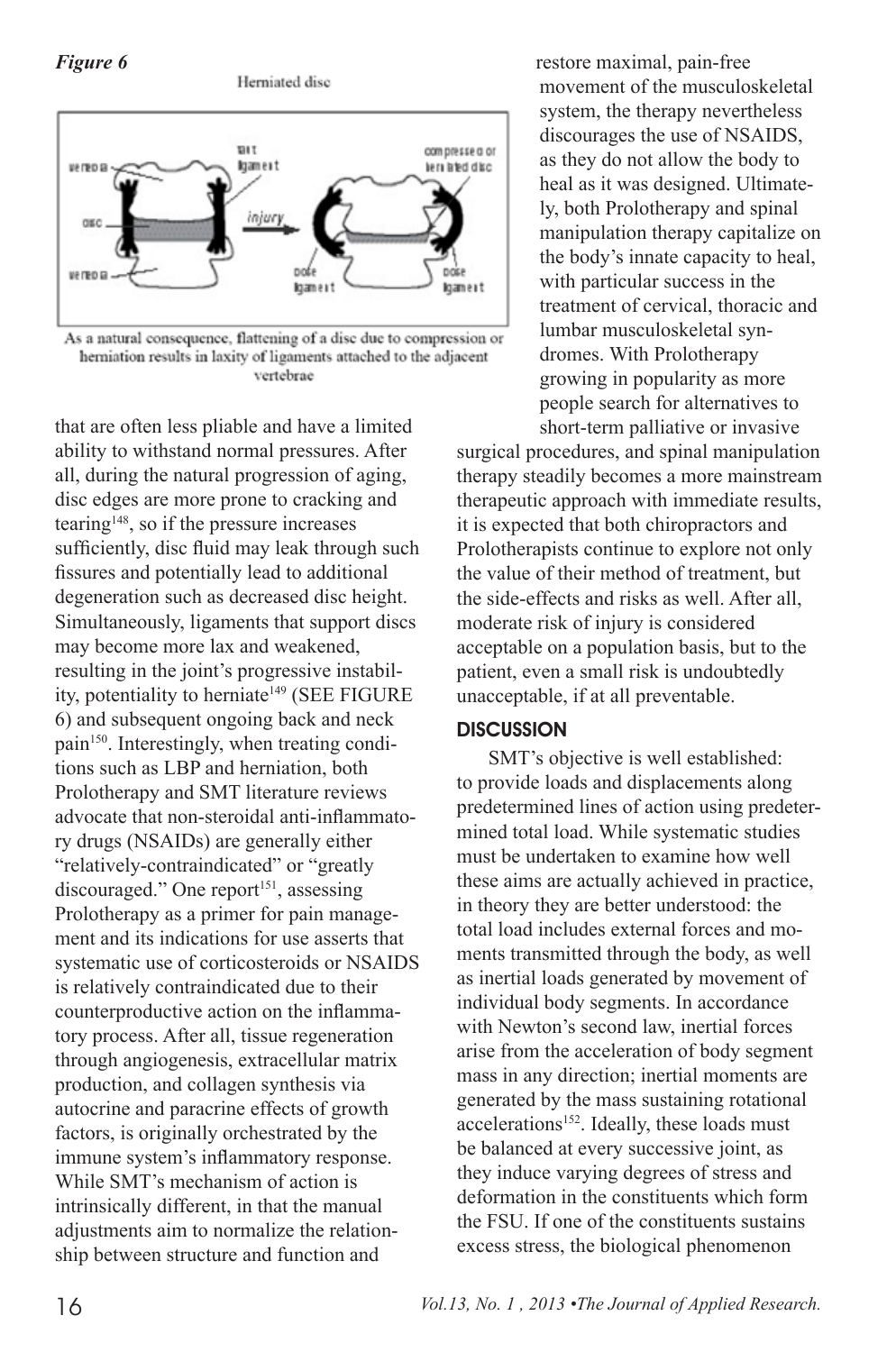*Figure 6*

Herniated disc

As a natural consequence, flattening of a disc due to compression or herniation results in laxity of ligaments attached to the adjacent vertebrae

that are often less pliable and have a limited ability to withstand normal pressures. After all, during the natural progression of aging, disc edges are more prone to cracking and tearing[148], so if the pressure increases sufficiently, disc fluid may leak through such fissures and potentially lead to additional degeneration such as decreased disc height. Simultaneously, ligaments that support discs may become more lax and weakened, resulting in the joint's progressive instability, potentiality to herniate[149] (SEE FIGURE 6) and subsequent ongoing back and neck pain[150]. Interestingly, when treating conditions such as LBP and herniation, both Prolotherapy and SMT literature reviews advocate that non-steroidal anti-inflammatory drugs (NSAIDs) are generally either "relatively-contraindicated" or "greatly discouraged." One report[151], assessing Prolotherapy as a primer for pain management and its indications for use asserts that systematic use of corticosteroids or NSAIDS is relatively contraindicated due to their counterproductive action on the inflammatory process. After all, tissue regeneration through angiogenesis, extracellular matrix production, and collagen synthesis via autocrine and paracrine effects of growth factors, is originally orchestrated by the immune system's inflammatory response. While SMT's mechanism of action is intrinsically different, in that the manual adjustments aim to normalize the relationship between structure and function and restore maximal, pain-free movement of the musculoskeletal system, the therapy nevertheless discourages the use of NSAIDS, as they do not allow the body to heal as it was designed. Ultimately, both Prolotherapy and spinal manipulation therapy capitalize on the body's innate capacity to heal, with particular success in the treatment of cervical, thoracic and lumbar musculoskeletal syndromes. With Prolotherapy growing in popularity as more people search for alternatives to short-term palliative or invasive surgical procedures, and spinal manipulation therapy steadily becomes a more mainstream therapeutic approach with immediate results, it is expected that both chiropractors and Prolotherapists continue to explore not only the value of their method of treatment, but the side-effects and risks as well. After all, moderate risk of injury is considered acceptable on a population basis, but to the patient, even a small risk is undoubtedly unacceptable, if at all preventable.

## DISCUSSION

SMT's objective is well established: to provide loads and displacements along predetermined lines of action using predetermined total load. While systematic studies must be undertaken to examine how well these aims are actually achieved in practice, in theory they are better understood: the total load includes external forces and moments transmitted through the body, as well as inertial loads generated by movement of individual body segments. In accordance with Newton's second law, inertial forces arise from the acceleration of body segment mass in any direction; inertial moments are generated by the mass sustaining rotational accelerations[152]. Ideally, these loads must be balanced at every successive joint, as they induce varying degrees of stress and deformation in the constituents which form the FSU. If one of the constituents sustains excess stress, the biological phenomenon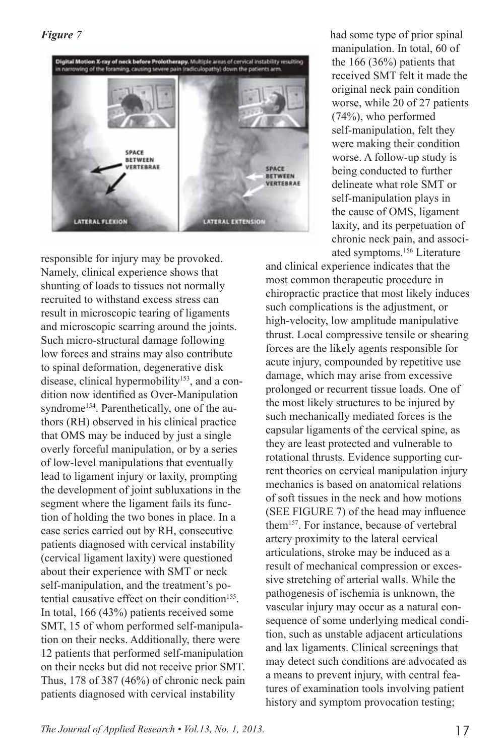*Figure 7*

Digital Motion X-ray of neck before Prolotherapy. Multiple areas of cervical instability resulting in narrowing of the foramina, causing severe pain (radiculopathy) down the patients arm.

responsible for injury may be provoked. Namely, clinical experience shows that shunting of loads to tissues not normally recruited to withstand excess stress can result in microscopic tearing of ligaments and microscopic scarring around the joints. Such micro-structural damage following low forces and strains may also contribute to spinal deformation, degenerative disk disease, clinical hypermobility[153], and a condition now identified as Over-Manipulation syndrome[154]. Parenthetically, one of the authors (RH) observed in his clinical practice that OMS may be induced by just a single overly forceful manipulation, or by a series of low-level manipulations that eventually lead to ligament injury or laxity, prompting the development of joint subluxations in the segment where the ligament fails its function of holding the two bones in place. In a case series carried out by RH, consecutive patients diagnosed with cervical instability (cervical ligament laxity) were questioned about their experience with SMT or neck self-manipulation, and the treatment's potential causative effect on their condition[155]. In total, 166 (43%) patients received some SMT, 15 of whom performed self-manipulation on their necks. Additionally, there were 12 patients that performed self-manipulation on their necks but did not receive prior SMT. Thus, 178 of 387 (46%) of chronic neck pain patients diagnosed with cervical instability had some type of prior spinal manipulation. In total, 60 of the 166 (36%) patients that received SMT felt it made the original neck pain condition worse, while 20 of 27 patients (74%), who performed self-manipulation, felt they were making their condition worse. A follow-up study is being conducted to further delineate what role SMT or self-manipulation plays in the cause of OMS, ligament laxity, and its perpetuation of chronic neck pain, and associated symptoms.[156] Literature and clinical experience indicates that the most common therapeutic procedure in chiropractic practice that most likely induces such complications is the adjustment, or high-velocity, low amplitude manipulative thrust. Local compressive tensile or shearing forces are the likely agents responsible for acute injury, compounded by repetitive use damage, which may arise from excessive prolonged or recurrent tissue loads. One of the most likely structures to be injured by such mechanically mediated forces is the capsular ligaments of the cervical spine, as they are least protected and vulnerable to rotational thrusts. Evidence supporting current theories on cervical manipulation injury mechanics is based on anatomical relations of soft tissues in the neck and how motions (SEE FIGURE 7) of the head may influence them[157]. For instance, because of vertebral artery proximity to the lateral cervical articulations, stroke may be induced as a result of mechanical compression or excessive stretching of arterial walls. While the pathogenesis of ischemia is unknown, the vascular injury may occur as a natural consequence of some underlying medical condition, such as unstable adjacent articulations and lax ligaments. Clinical screenings that may detect such conditions are advocated as a means to prevent injury, with central features of examination tools involving patient history and symptom provocation testing;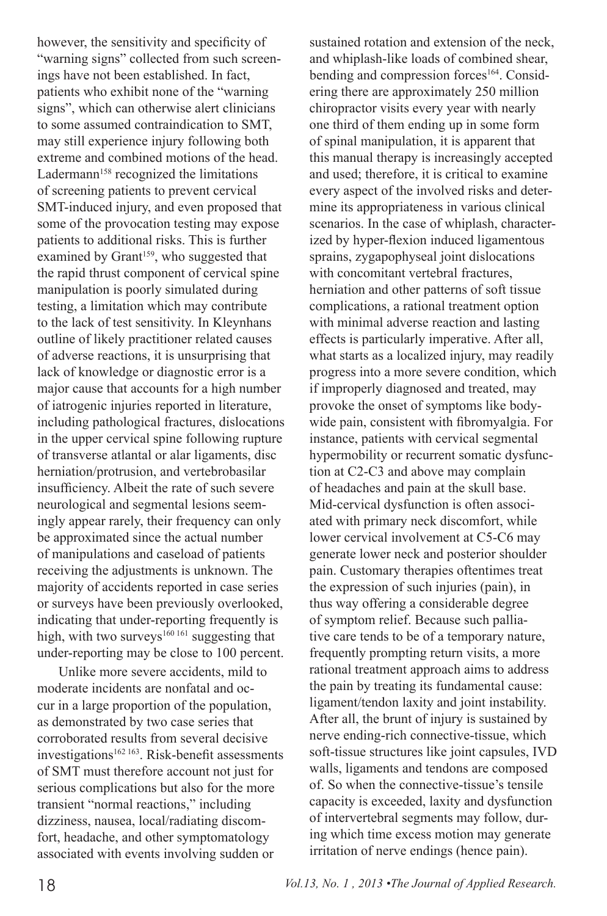however, the sensitivity and specificity of "warning signs" collected from such screenings have not been established. In fact, patients who exhibit none of the "warning signs", which can otherwise alert clinicians to some assumed contraindication to SMT, may still experience injury following both extreme and combined motions of the head. Ladermann[158] recognized the limitations of screening patients to prevent cervical SMT-induced injury, and even proposed that some of the provocation testing may expose patients to additional risks. This is further examined by Grant[159], who suggested that the rapid thrust component of cervical spine manipulation is poorly simulated during testing, a limitation which may contribute to the lack of test sensitivity. In Kleynhans outline of likely practitioner related causes of adverse reactions, it is unsurprising that lack of knowledge or diagnostic error is a major cause that accounts for a high number of iatrogenic injuries reported in literature, including pathological fractures, dislocations in the upper cervical spine following rupture of transverse atlantal or alar ligaments, disc herniation/protrusion, and vertebrobasilar insufficiency. Albeit the rate of such severe neurological and segmental lesions seemingly appear rarely, their frequency can only be approximated since the actual number of manipulations and caseload of patients receiving the adjustments is unknown. The majority of accidents reported in case series or surveys have been previously overlooked, indicating that under-reporting frequently is high, with two surveys[160,161] suggesting that under-reporting may be close to 100 percent.

Unlike more severe accidents, mild to moderate incidents are nonfatal and occur in a large proportion of the population, as demonstrated by two case series that corroborated results from several decisive investigations[162,163]. Risk-benefit assessments of SMT must therefore account not just for serious complications but also for the more transient "normal reactions," including dizziness, nausea, local/radiating discomfort, headache, and other symptomatology associated with events involving sudden or sustained rotation and extension of the neck, and whiplash-like loads of combined shear, bending and compression forces[164]. Considering there are approximately 250 million chiropractor visits every year with nearly one third of them ending up in some form of spinal manipulation, it is apparent that this manual therapy is increasingly accepted and used; therefore, it is critical to examine every aspect of the involved risks and determine its appropriateness in various clinical scenarios. In the case of whiplash, characterized by hyper-flexion induced ligamentous sprains, zygapophyseal joint dislocations with concomitant vertebral fractures, herniation and other patterns of soft tissue complications, a rational treatment option with minimal adverse reaction and lasting effects is particularly imperative. After all, what starts as a localized injury, may readily progress into a more severe condition, which if improperly diagnosed and treated, may provoke the onset of symptoms like body-wide pain, consistent with fibromyalgia. For instance, patients with cervical segmental hypermobility or recurrent somatic dysfunction at C2-C3 and above may complain of headaches and pain at the skull base. Mid-cervical dysfunction is often associated with primary neck discomfort, while lower cervical involvement at C5-C6 may generate lower neck and posterior shoulder pain. Customary therapies oftentimes treat the expression of such injuries (pain), in thus way offering a considerable degree of symptom relief. Because such palliative care tends to be of a temporary nature, frequently prompting return visits, a more rational treatment approach aims to address the pain by treating its fundamental cause: ligament/tendon laxity and joint instability. After all, the brunt of injury is sustained by nerve ending-rich connective-tissue, which soft-tissue structures like joint capsules, IVD walls, ligaments and tendons are composed of. So when the connective-tissue's tensile capacity is exceeded, laxity and dysfunction of intervertebral segments may follow, during which time excess motion may generate irritation of nerve endings (hence pain).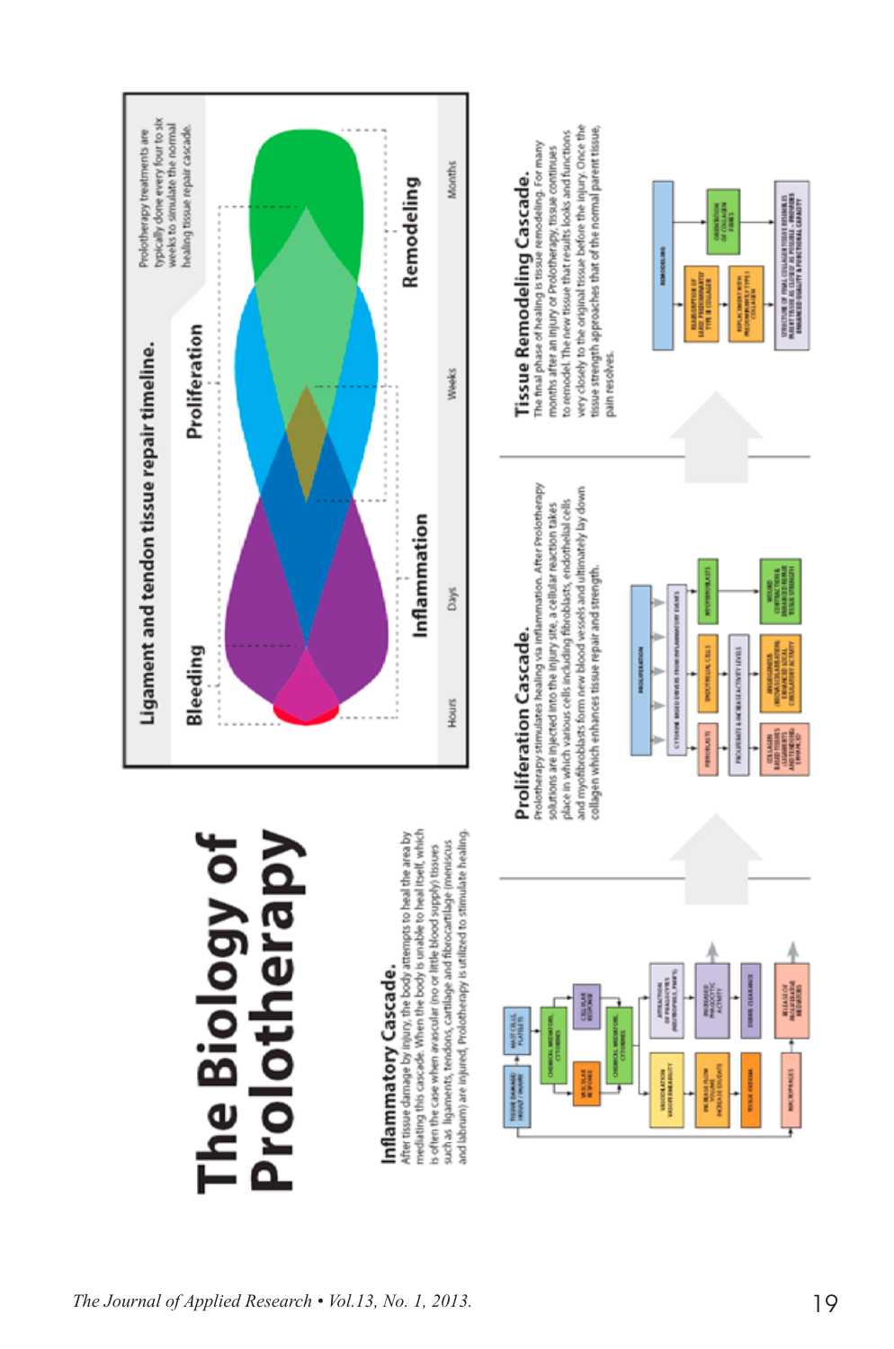# The Biology of Prolotherapy

## Ligament and tendon tissue repair timeline.

Prolotherapy treatments are typically done every four to six weeks to simulate the normal healing tissue repair cascade.

Bleeding — Inflammation — Proliferation — Remodeling

Hours — Days — Weeks — Months

### Inflammatory Cascade.

After tissue damage by injury, the body attempts to heal the area by mediating this cascade. When the body is unable to heal itself, which is often the case when avascular (no or little blood supply) tissues such as ligaments, tendons, cartilage and fibrocartilage (meniscus and labrum) are injured, Prolotherapy is utilized to stimulate healing.

### Proliferation Cascade.

Prolotherapy stimulates healing via inflammation. After Prolotherapy solutions are injected into the injury site, a cellular reaction takes place in which various cells including fibroblasts, endothelial cells and myofibroblasts form new blood vessels and ultimately lay down collagen which enhances tissue repair and strength.

### Tissue Remodeling Cascade.

The final phase of healing is tissue remodeling. For many months after an injury of Prolotherapy, tissue continues to remodel. The new tissue that results looks and functions very closely to the original tissue before the injury. Once the tissue strength approaches that of the normal parent tissue, pain resolves.

*The Journal of Applied Research • Vol.13, No. 1, 2013.*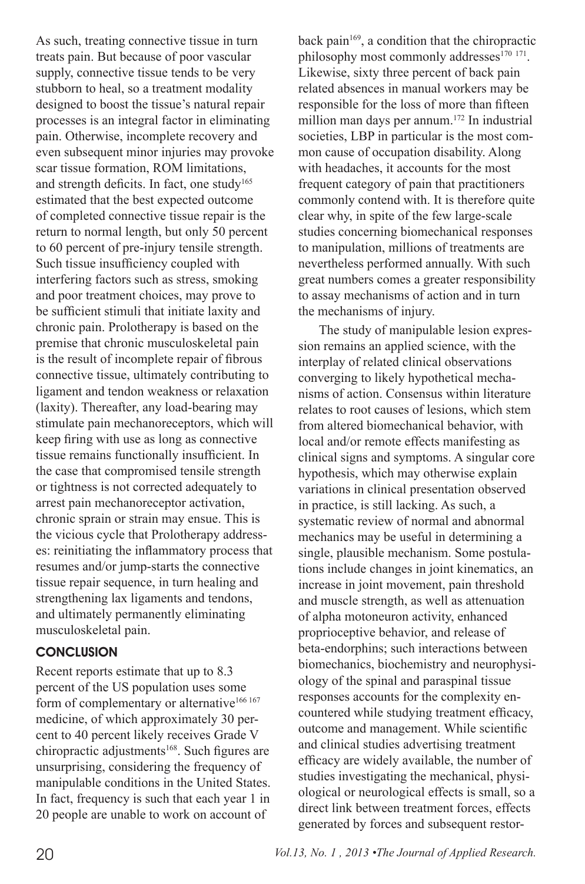As such, treating connective tissue in turn treats pain. But because of poor vascular supply, connective tissue tends to be very stubborn to heal, so a treatment modality designed to boost the tissue's natural repair processes is an integral factor in eliminating pain. Otherwise, incomplete recovery and even subsequent minor injuries may provoke scar tissue formation, ROM limitations, and strength deficits. In fact, one study[165] estimated that the best expected outcome of completed connective tissue repair is the return to normal length, but only 50 percent to 60 percent of pre-injury tensile strength. Such tissue insufficiency coupled with interfering factors such as stress, smoking and poor treatment choices, may prove to be sufficient stimuli that initiate laxity and chronic pain. Prolotherapy is based on the premise that chronic musculoskeletal pain is the result of incomplete repair of fibrous connective tissue, ultimately contributing to ligament and tendon weakness or relaxation (laxity). Thereafter, any load-bearing may stimulate pain mechanoreceptors, which will keep firing with use as long as connective tissue remains functionally insufficient. In the case that compromised tensile strength or tightness is not corrected adequately to arrest pain mechanoreceptor activation, chronic sprain or strain may ensue. This is the vicious cycle that Prolotherapy addresses: reinitiating the inflammatory process that resumes and/or jump-starts the connective tissue repair sequence, in turn healing and strengthening lax ligaments and tendons, and ultimately permanently eliminating musculoskeletal pain.

## CONCLUSION

Recent reports estimate that up to 8.3 percent of the US population uses some form of complementary or alternative[166 167] medicine, of which approximately 30 percent to 40 percent likely receives Grade V chiropractic adjustments[168]. Such figures are unsurprising, considering the frequency of manipulable conditions in the United States. In fact, frequency is such that each year 1 in 20 people are unable to work on account of back pain[169], a condition that the chiropractic philosophy most commonly addresses[170 171]. Likewise, sixty three percent of back pain related absences in manual workers may be responsible for the loss of more than fifteen million man days per annum.[172] In industrial societies, LBP in particular is the most common cause of occupation disability. Along with headaches, it accounts for the most frequent category of pain that practitioners commonly contend with. It is therefore quite clear why, in spite of the few large-scale studies concerning biomechanical responses to manipulation, millions of treatments are nevertheless performed annually. With such great numbers comes a greater responsibility to assay mechanisms of action and in turn the mechanisms of injury.

The study of manipulable lesion expression remains an applied science, with the interplay of related clinical observations converging to likely hypothetical mechanisms of action. Consensus within literature relates to root causes of lesions, which stem from altered biomechanical behavior, with local and/or remote effects manifesting as clinical signs and symptoms. A singular core hypothesis, which may otherwise explain variations in clinical presentation observed in practice, is still lacking. As such, a systematic review of normal and abnormal mechanics may be useful in determining a single, plausible mechanism. Some postulations include changes in joint kinematics, an increase in joint movement, pain threshold and muscle strength, as well as attenuation of alpha motoneuron activity, enhanced proprioceptive behavior, and release of beta-endorphins; such interactions between biomechanics, biochemistry and neurophysiology of the spinal and paraspinal tissue responses accounts for the complexity encountered while studying treatment efficacy, outcome and management. While scientific and clinical studies advertising treatment efficacy are widely available, the number of studies investigating the mechanical, physiological or neurological effects is small, so a direct link between treatment forces, effects generated by forces and subsequent restor-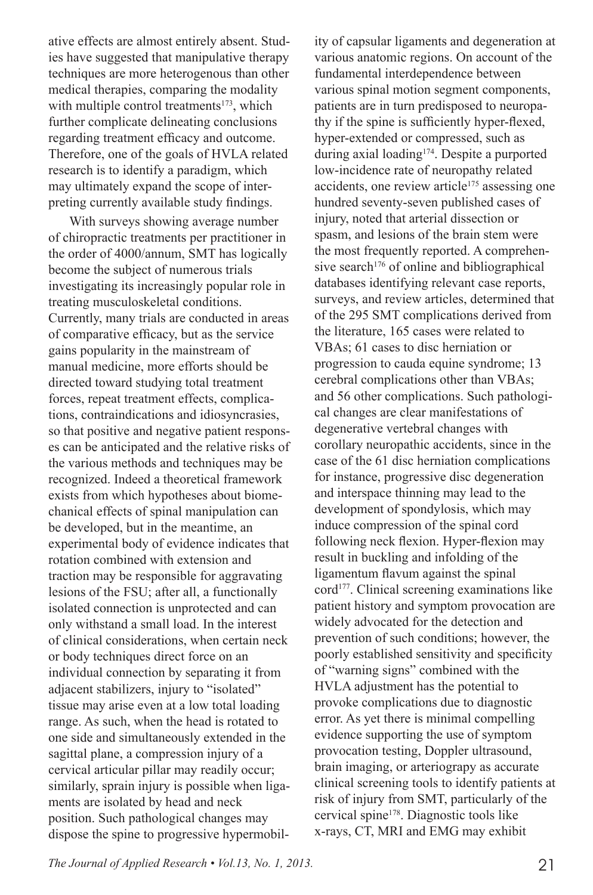ative effects are almost entirely absent. Studies have suggested that manipulative therapy techniques are more heterogenous than other medical therapies, comparing the modality with multiple control treatments[173], which further complicate delineating conclusions regarding treatment efficacy and outcome. Therefore, one of the goals of HVLA related research is to identify a paradigm, which may ultimately expand the scope of interpreting currently available study findings.

With surveys showing average number of chiropractic treatments per practitioner in the order of 4000/annum, SMT has logically become the subject of numerous trials investigating its increasingly popular role in treating musculoskeletal conditions. Currently, many trials are conducted in areas of comparative efficacy, but as the service gains popularity in the mainstream of manual medicine, more efforts should be directed toward studying total treatment forces, repeat treatment effects, complications, contraindications and idiosyncrasies, so that positive and negative patient responses can be anticipated and the relative risks of the various methods and techniques may be recognized. Indeed a theoretical framework exists from which hypotheses about biomechanical effects of spinal manipulation can be developed, but in the meantime, an experimental body of evidence indicates that rotation combined with extension and traction may be responsible for aggravating lesions of the FSU; after all, a functionally isolated connection is unprotected and can only withstand a small load. In the interest of clinical considerations, when certain neck or body techniques direct force on an individual connection by separating it from adjacent stabilizers, injury to "isolated" tissue may arise even at a low total loading range. As such, when the head is rotated to one side and simultaneously extended in the sagittal plane, a compression injury of a cervical articular pillar may readily occur; similarly, sprain injury is possible when ligaments are isolated by head and neck position. Such pathological changes may dispose the spine to progressive hypermobility of capsular ligaments and degeneration at various anatomic regions. On account of the fundamental interdependence between various spinal motion segment components, patients are in turn predisposed to neuropathy if the spine is sufficiently hyper-flexed, hyper-extended or compressed, such as during axial loading[174]. Despite a purported low-incidence rate of neuropathy related accidents, one review article[175] assessing one hundred seventy-seven published cases of injury, noted that arterial dissection or spasm, and lesions of the brain stem were the most frequently reported. A comprehensive search[176] of online and bibliographical databases identifying relevant case reports, surveys, and review articles, determined that of the 295 SMT complications derived from the literature, 165 cases were related to VBAs; 61 cases to disc herniation or progression to cauda equine syndrome; 13 cerebral complications other than VBAs; and 56 other complications. Such pathological changes are clear manifestations of degenerative vertebral changes with corollary neuropathic accidents, since in the case of the 61 disc herniation complications for instance, progressive disc degeneration and interspace thinning may lead to the development of spondylosis, which may induce compression of the spinal cord following neck flexion. Hyper-flexion may result in buckling and infolding of the ligamentum flavum against the spinal cord[177]. Clinical screening examinations like patient history and symptom provocation are widely advocated for the detection and prevention of such conditions; however, the poorly established sensitivity and specificity of "warning signs" combined with the HVLA adjustment has the potential to provoke complications due to diagnostic error. As yet there is minimal compelling evidence supporting the use of symptom provocation testing, Doppler ultrasound, brain imaging, or arteriograpy as accurate clinical screening tools to identify patients at risk of injury from SMT, particularly of the cervical spine[178]. Diagnostic tools like x-rays, CT, MRI and EMG may exhibit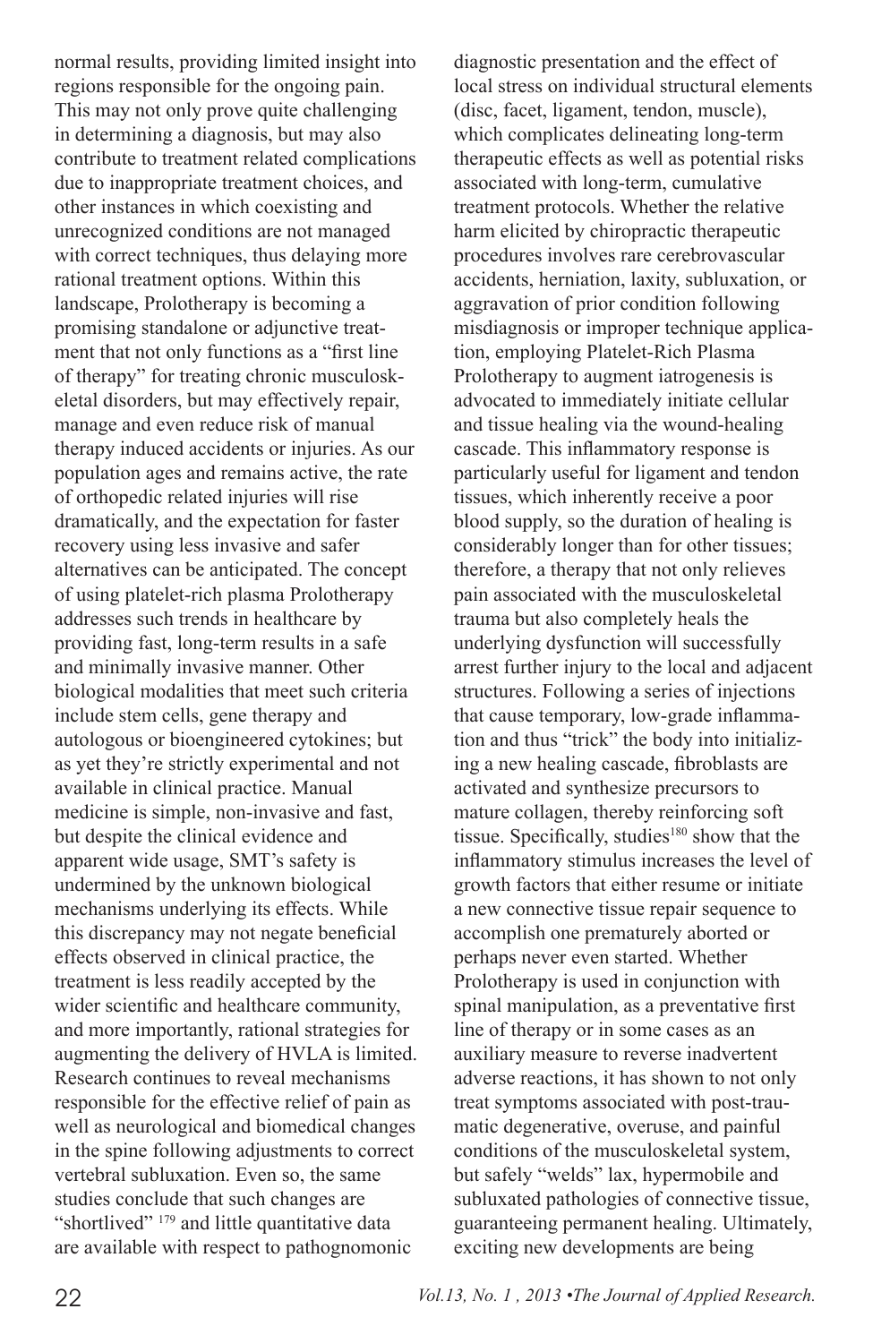normal results, providing limited insight into regions responsible for the ongoing pain. This may not only prove quite challenging in determining a diagnosis, but may also contribute to treatment related complications due to inappropriate treatment choices, and other instances in which coexisting and unrecognized conditions are not managed with correct techniques, thus delaying more rational treatment options. Within this landscape, Prolotherapy is becoming a promising standalone or adjunctive treatment that not only functions as a "first line of therapy" for treating chronic musculoskeletal disorders, but may effectively repair, manage and even reduce risk of manual therapy induced accidents or injuries. As our population ages and remains active, the rate of orthopedic related injuries will rise dramatically, and the expectation for faster recovery using less invasive and safer alternatives can be anticipated. The concept of using platelet-rich plasma Prolotherapy addresses such trends in healthcare by providing fast, long-term results in a safe and minimally invasive manner. Other biological modalities that meet such criteria include stem cells, gene therapy and autologous or bioengineered cytokines; but as yet they're strictly experimental and not available in clinical practice. Manual medicine is simple, non-invasive and fast, but despite the clinical evidence and apparent wide usage, SMT's safety is undermined by the unknown biological mechanisms underlying its effects. While this discrepancy may not negate beneficial effects observed in clinical practice, the treatment is less readily accepted by the wider scientific and healthcare community, and more importantly, rational strategies for augmenting the delivery of HVLA is limited. Research continues to reveal mechanisms responsible for the effective relief of pain as well as neurological and biomedical changes in the spine following adjustments to correct vertebral subluxation. Even so, the same studies conclude that such changes are "shortlived" [179] and little quantitative data are available with respect to pathognomonic diagnostic presentation and the effect of local stress on individual structural elements (disc, facet, ligament, tendon, muscle), which complicates delineating long-term therapeutic effects as well as potential risks associated with long-term, cumulative treatment protocols. Whether the relative harm elicited by chiropractic therapeutic procedures involves rare cerebrovascular accidents, herniation, laxity, subluxation, or aggravation of prior condition following misdiagnosis or improper technique application, employing Platelet-Rich Plasma Prolotherapy to augment iatrogenesis is advocated to immediately initiate cellular and tissue healing via the wound-healing cascade. This inflammatory response is particularly useful for ligament and tendon tissues, which inherently receive a poor blood supply, so the duration of healing is considerably longer than for other tissues; therefore, a therapy that not only relieves pain associated with the musculoskeletal trauma but also completely heals the underlying dysfunction will successfully arrest further injury to the local and adjacent structures. Following a series of injections that cause temporary, low-grade inflammation and thus "trick" the body into initializing a new healing cascade, fibroblasts are activated and synthesize precursors to mature collagen, thereby reinforcing soft tissue. Specifically, studies[180] show that the inflammatory stimulus increases the level of growth factors that either resume or initiate a new connective tissue repair sequence to accomplish one prematurely aborted or perhaps never even started. Whether Prolotherapy is used in conjunction with spinal manipulation, as a preventative first line of therapy or in some cases as an auxiliary measure to reverse inadvertent adverse reactions, it has shown to not only treat symptoms associated with post-traumatic degenerative, overuse, and painful conditions of the musculoskeletal system, but safely "welds" lax, hypermobile and subluxated pathologies of connective tissue, guaranteeing permanent healing. Ultimately, exciting new developments are being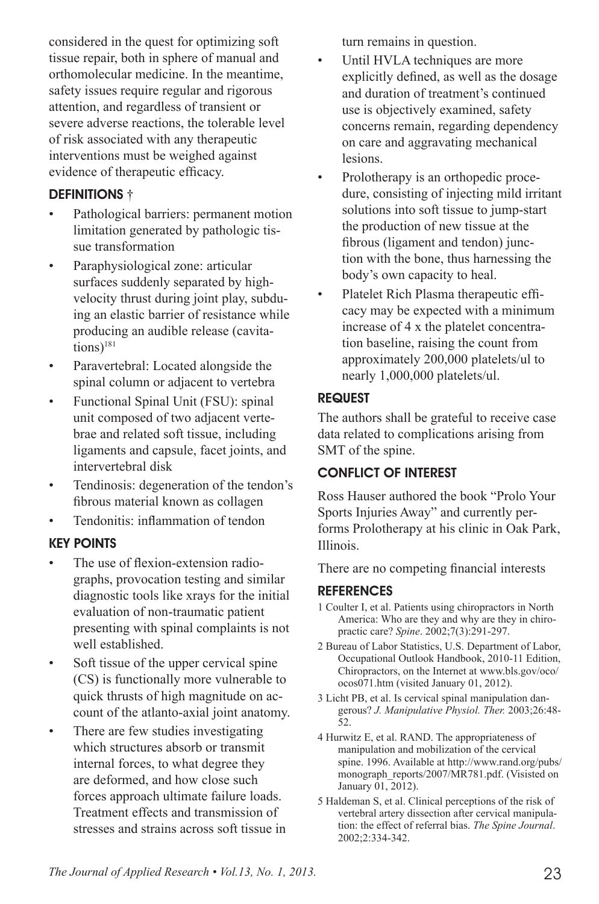considered in the quest for optimizing soft tissue repair, both in sphere of manual and orthomolecular medicine. In the meantime, safety issues require regular and rigorous attention, and regardless of transient or severe adverse reactions, the tolerable level of risk associated with any therapeutic interventions must be weighed against evidence of therapeutic efficacy.

## DEFINITIONS †

- Pathological barriers: permanent motion limitation generated by pathologic tissue transformation
- Paraphysiological zone: articular surfaces suddenly separated by high-velocity thrust during joint play, subduing an elastic barrier of resistance while producing an audible release (cavitations)[181]
- Paravertebral: Located alongside the spinal column or adjacent to vertebra
- Functional Spinal Unit (FSU): spinal unit composed of two adjacent vertebrae and related soft tissue, including ligaments and capsule, facet joints, and intervertebral disk
- Tendinosis: degeneration of the tendon's fibrous material known as collagen
- Tendonitis: inflammation of tendon

## KEY POINTS

- The use of flexion-extension radiographs, provocation testing and similar diagnostic tools like xrays for the initial evaluation of non-traumatic patient presenting with spinal complaints is not well established.
- Soft tissue of the upper cervical spine (CS) is functionally more vulnerable to quick thrusts of high magnitude on account of the atlanto-axial joint anatomy.
- There are few studies investigating which structures absorb or transmit internal forces, to what degree they are deformed, and how close such forces approach ultimate failure loads. Treatment effects and transmission of stresses and strains across soft tissue in turn remains in question.
- Until HVLA techniques are more explicitly defined, as well as the dosage and duration of treatment's continued use is objectively examined, safety concerns remain, regarding dependency on care and aggravating mechanical lesions.
- Prolotherapy is an orthopedic procedure, consisting of injecting mild irritant solutions into soft tissue to jump-start the production of new tissue at the fibrous (ligament and tendon) junction with the bone, thus harnessing the body's own capacity to heal.
- Platelet Rich Plasma therapeutic efficacy may be expected with a minimum increase of 4 x the platelet concentration baseline, raising the count from approximately 200,000 platelets/ul to nearly 1,000,000 platelets/ul.

## REQUEST

The authors shall be grateful to receive case data related to complications arising from SMT of the spine.

## CONFLICT OF INTEREST

Ross Hauser authored the book "Prolo Your Sports Injuries Away" and currently performs Prolotherapy at his clinic in Oak Park, Illinois.

There are no competing financial interests

## REFERENCES

1 Coulter I, et al. Patients using chiropractors in North America: Who are they and why are they in chiropractic care? *Spine*. 2002;7(3):291-297.

2 Bureau of Labor Statistics, U.S. Department of Labor, Occupational Outlook Handbook, 2010-11 Edition, Chiropractors, on the Internet at www.bls.gov/oco/ocos071.htm (visited January 01, 2012).

3 Licht PB, et al. Is cervical spinal manipulation dangerous? *J. Manipulative Physiol. Ther.* 2003;26:48-52.

4 Hurwitz E, et al. RAND. The appropriateness of manipulation and mobilization of the cervical spine. 1996. Available at http://www.rand.org/pubs/monograph_reports/2007/MR781.pdf. (Visited on January 01, 2012).

5 Haldeman S, et al. Clinical perceptions of the risk of vertebral artery dissection after cervical manipulation: the effect of referral bias. *The Spine Journal*. 2002;2:334-342.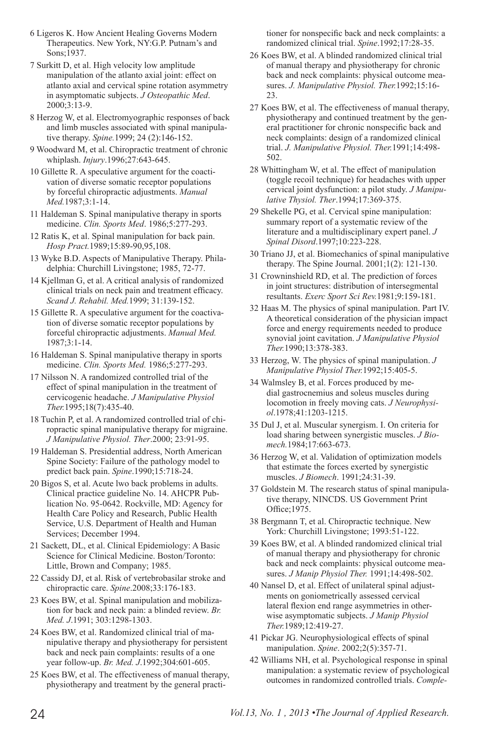6 Ligeros K. How Ancient Healing Governs Modern Therapeutics. New York, NY:G.P. Putnam's and Sons;1937.

7 Surkitt D, et al. High velocity low amplitude manipulation of the atlanto axial joint: effect on atlanto axial and cervical spine rotation asymmetry in asymptomatic subjects. *J Osteopathic Med*. 2000;3:13-9.

8 Herzog W, et al. Electromyographic responses of back and limb muscles associated with spinal manipulative therapy. *Spine.*1999; 24 (2):146-152.

9 Woodward M, et al. Chiropractic treatment of chronic whiplash. *Injury*.1996;27:643-645.

10 Gillette R. A speculative argument for the coactivation of diverse somatic receptor populations by forceful chiropractic adjustments. *Manual Med.*1987;3:1-14.

11 Haldeman S. Spinal manipulative therapy in sports medicine. *Clin. Sports Med*. 1986;5:277-293.

12 Ratis K, et al. Spinal manipulation for back pain. *Hosp Pract.*1989;15:89-90,95,108.

13 Wyke B.D. Aspects of Manipulative Therapy. Philadelphia: Churchill Livingstone; 1985, 72-77.

14 Kjellman G, et al. A critical analysis of randomized clinical trials on neck pain and treatment efficacy. *Scand J. Rehabil. Med.*1999; 31:139-152.

15 Gillette R. A speculative argument for the coactivation of diverse somatic receptor populations by forceful chiropractic adjustments. *Manual Med.* 1987;3:1-14.

16 Haldeman S. Spinal manipulative therapy in sports medicine. *Clin. Sports Med.* 1986;5:277-293.

17 Nilsson N. A randomized controlled trial of the effect of spinal manipulation in the treatment of cervicogenic headache. *J Manipulative Physiol Ther.*1995;18(7):435-40.

18 Tuchin P, et al. A randomized controlled trial of chiropractic spinal manipulative therapy for migraine. *J Manipulative Physiol. Ther*.2000; 23:91-95.

19 Haldeman S. Presidential address, North American Spine Society: Failure of the pathology model to predict back pain. *Spine*.1990;15:718-24.

20 Bigos S, et al. Acute lwo back problems in adults. Clinical practice guideline No. 14. AHCPR Publication No. 95-0642. Rockville, MD: Agency for Health Care Policy and Research, Public Health Service, U.S. Department of Health and Human Services; December 1994.

21 Sackett, DL, et al. Clinical Epidemiology: A Basic Science for Clinical Medicine. Boston/Toronto: Little, Brown and Company; 1985.

22 Cassidy DJ, et al. Risk of vertebrobasilar stroke and chiropractic care. *Spine*.2008;33:176-183.

23 Koes BW, et al. Spinal manipulation and mobilization for back and neck pain: a blinded review. *Br. Med. J.*1991; 303:1298-1303.

24 Koes BW, et al. Randomized clinical trial of manipulative therapy and physiotherapy for persistent back and neck pain complaints: results of a one year follow-up. *Br. Med. J*.1992;304:601-605.

25 Koes BW, et al. The effectiveness of manual therapy, physiotherapy and treatment by the general practitioner for nonspecific back and neck complaints: a randomized clinical trial. *Spine*.1992;17:28-35.

26 Koes BW, et al. A blinded randomized clinical trial of manual therapy and physiotherapy for chronic back and neck complaints: physical outcome measures. *J. Manipulative Physiol. Ther.*1992;15:16-23.

27 Koes BW, et al. The effectiveness of manual therapy, physiotherapy and continued treatment by the general practitioner for chronic nonspecific back and neck complaints: design of a randomized clinical trial. *J. Manipulative Physiol. Ther.*1991;14:498-502.

28 Whittingham W, et al. The effect of manipulation (toggle recoil technique) for headaches with upper cervical joint dysfunction: a pilot study. *J Manipulative Thysiol. Ther*.1994;17:369-375.

29 Shekelle PG, et al. Cervical spine manipulation: summary report of a systematic review of the literature and a multidisciplinary expert panel. *J Spinal Disord*.1997;10:223-228.

30 Triano JJ, et al. Biomechanics of spinal manipulative therapy. The Spine Journal. 2001;1(2): 121-130.

31 Crowninshield RD, et al. The prediction of forces in joint structures: distribution of intersegmental resultants. *Exerc Sport Sci Rev.*1981;9:159-181.

32 Haas M. The physics of spinal manipulation. Part IV. A theoretical consideration of the physician impact force and energy requirements needed to produce synovial joint cavitation. *J Manipulative Physiol Ther.*1990;13:378-383.

33 Herzog, W. The physics of spinal manipulation. *J Manipulative Physiol Ther.*1992;15:405-5.

34 Walmsley B, et al. Forces produced by medial gastrocnemius and soleus muscles during locomotion in freely moving cats. *J Neurophysiol*.1978;41:1203-1215.

35 Dul J, et al. Muscular synergism. I. On criteria for load sharing between synergistic muscles. *J Biomech.*1984;17:663-673.

36 Herzog W, et al. Validation of optimization models that estimate the forces exerted by synergistic muscles. *J Biomech*. 1991;24:31-39.

37 Goldstein M. The research status of spinal manipulative therapy, NINCDS. US Government Print Office;1975.

38 Bergmann T, et al. Chiropractic technique. New York: Churchill Livingstone; 1993:51-122.

39 Koes BW, et al. A blinded randomized clinical trial of manual therapy and physiotherapy for chronic back and neck complaints: physical outcome measures. *J Manip Physiol Ther.* 1991;14:498-502.

40 Nansel D, et al. Effect of unilateral spinal adjustments on goniometrically assessed cervical lateral flexion end range asymmetries in otherwise asymptomatic subjects. *J Manip Physiol Ther.*1989;12:419-27.

41 Pickar JG. Neurophysiological effects of spinal manipulation. *Spine*. 2002;2(5):357-71.

42 Williams NH, et al. Psychological response in spinal manipulation: a systematic review of psychological outcomes in randomized controlled trials. *Comple-*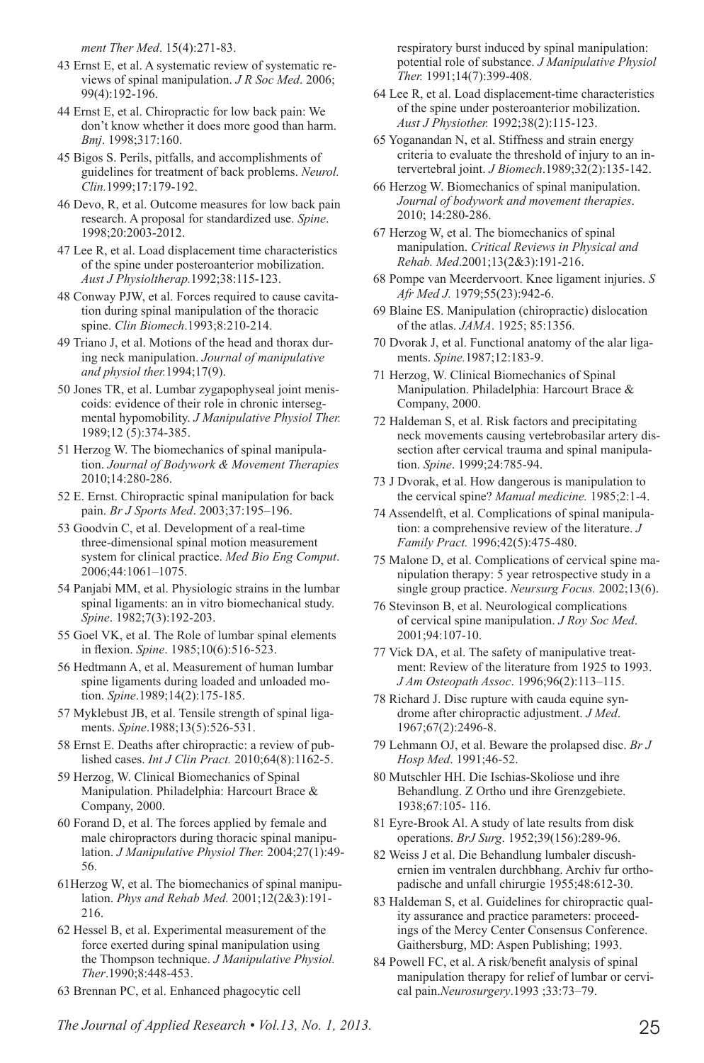*ment Ther Med*. 15(4):271-83.

43 Ernst E, et al. A systematic review of systematic reviews of spinal manipulation. *J R Soc Med*. 2006; 99(4):192-196.

44 Ernst E, et al. Chiropractic for low back pain: We don't know whether it does more good than harm. *Bmj*. 1998;317:160.

45 Bigos S. Perils, pitfalls, and accomplishments of guidelines for treatment of back problems. *Neurol. Clin.*1999;17:179-192.

46 Devo, R, et al. Outcome measures for low back pain research. A proposal for standardized use. *Spine*. 1998;20:2003-2012.

47 Lee R, et al. Load displacement time characteristics of the spine under posteroanterior mobilization. *Aust J Physioltherap.*1992;38:115-123.

48 Conway PJW, et al. Forces required to cause cavitation during spinal manipulation of the thoracic spine. *Clin Biomech*.1993;8:210-214.

49 Triano J, et al. Motions of the head and thorax during neck manipulation. *Journal of manipulative and physiol ther.*1994;17(9).

50 Jones TR, et al. Lumbar zygapophyseal joint meniscoids: evidence of their role in chronic intersegmental hypomobility. *J Manipulative Physiol Ther.* 1989;12 (5):374-385.

51 Herzog W. The biomechanics of spinal manipulation. *Journal of Bodywork & Movement Therapies* 2010;14:280-286.

52 E. Ernst. Chiropractic spinal manipulation for back pain. *Br J Sports Med*. 2003;37:195–196.

53 Goodvin C, et al. Development of a real-time three-dimensional spinal motion measurement system for clinical practice. *Med Bio Eng Comput*. 2006;44:1061–1075.

54 Panjabi MM, et al. Physiologic strains in the lumbar spinal ligaments: an in vitro biomechanical study. *Spine*. 1982;7(3):192-203.

55 Goel VK, et al. The Role of lumbar spinal elements in flexion. *Spine*. 1985;10(6):516-523.

56 Hedtmann A, et al. Measurement of human lumbar spine ligaments during loaded and unloaded motion. *Spine*.1989;14(2):175-185.

57 Myklebust JB, et al. Tensile strength of spinal ligaments. *Spine*.1988;13(5):526-531.

58 Ernst E. Deaths after chiropractic: a review of published cases. *Int J Clin Pract.* 2010;64(8):1162-5.

59 Herzog, W. Clinical Biomechanics of Spinal Manipulation. Philadelphia: Harcourt Brace & Company, 2000.

60 Forand D, et al. The forces applied by female and male chiropractors during thoracic spinal manipulation. *J Manipulative Physiol Ther.* 2004;27(1):49-56.

61Herzog W, et al. The biomechanics of spinal manipulation. *Phys and Rehab Med.* 2001;12(2&3):191-216.

62 Hessel B, et al. Experimental measurement of the force exerted during spinal manipulation using the Thompson technique. *J Manipulative Physiol. Ther*.1990;8:448-453.

63 Brennan PC, et al. Enhanced phagocytic cell respiratory burst induced by spinal manipulation: potential role of substance. *J Manipulative Physiol Ther.* 1991;14(7):399-408.

64 Lee R, et al. Load displacement-time characteristics of the spine under posteroanterior mobilization. *Aust J Physiother.* 1992;38(2):115-123.

65 Yoganandan N, et al. Stiffness and strain energy criteria to evaluate the threshold of injury to an intervertebral joint. *J Biomech*.1989;32(2):135-142.

66 Herzog W. Biomechanics of spinal manipulation. *Journal of bodywork and movement therapies*. 2010; 14:280-286.

67 Herzog W, et al. The biomechanics of spinal manipulation. *Critical Reviews in Physical and Rehab. Med*.2001;13(2&3):191-216.

68 Pompe van Meerdervoort. Knee ligament injuries. *S Afr Med J.* 1979;55(23):942-6.

69 Blaine ES. Manipulation (chiropractic) dislocation of the atlas. *JAMA*. 1925; 85:1356.

70 Dvorak J, et al. Functional anatomy of the alar ligaments. *Spine.*1987;12:183-9.

71 Herzog, W. Clinical Biomechanics of Spinal Manipulation. Philadelphia: Harcourt Brace & Company, 2000.

72 Haldeman S, et al. Risk factors and precipitating neck movements causing vertebrobasilar artery dissection after cervical trauma and spinal manipulation. *Spine*. 1999;24:785-94.

73 J Dvorak, et al. How dangerous is manipulation to the cervical spine? *Manual medicine.* 1985;2:1-4.

74 Assendelft, et al. Complications of spinal manipulation: a comprehensive review of the literature. *J Family Pract.* 1996;42(5):475-480.

75 Malone D, et al. Complications of cervical spine manipulation therapy: 5 year retrospective study in a single group practice. *Neursurg Focus.* 2002;13(6).

76 Stevinson B, et al. Neurological complications of cervical spine manipulation. *J Roy Soc Med*. 2001;94:107-10.

77 Vick DA, et al. The safety of manipulative treatment: Review of the literature from 1925 to 1993. *J Am Osteopath Assoc*. 1996;96(2):113–115.

78 Richard J. Disc rupture with cauda equine syndrome after chiropractic adjustment. *J Med*. 1967;67(2):2496-8.

79 Lehmann OJ, et al. Beware the prolapsed disc. *Br J Hosp Med*. 1991;46-52.

80 Mutschler HH. Die Ischias-Skoliose und ihre Behandlung. Z Ortho und ihre Grenzgebiete. 1938;67:105- 116.

81 Eyre-Brook Al. A study of late results from disk operations. *BrJ Surg*. 1952;39(156):289-96.

82 Weiss J et al. Die Behandlung lumbaler discushernien im ventralen durchbhang. Archiv fur orthopadische and unfall chirurgie 1955;48:612-30.

83 Haldeman S, et al. Guidelines for chiropractic quality assurance and practice parameters: proceedings of the Mercy Center Consensus Conference. Gaithersburg, MD: Aspen Publishing; 1993.

84 Powell FC, et al. A risk/benefit analysis of spinal manipulation therapy for relief of lumbar or cervical pain.*Neurosurgery*.1993 ;33:73–79.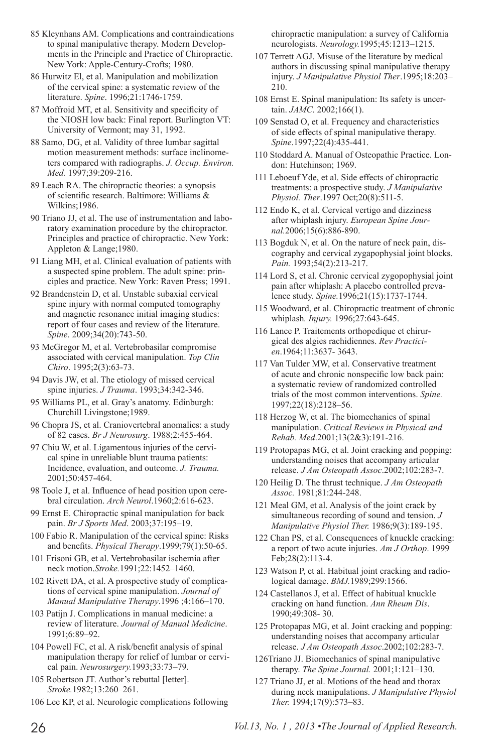85 Kleynhans AM. Complications and contraindications to spinal manipulative therapy. Modern Developments in the Principle and Practice of Chiropractic. New York: Apple-Century-Crofts; 1980.

86 Hurwitz El, et al. Manipulation and mobilization of the cervical spine: a systematic review of the literature. *Spine*. 1996;21:1746-1759.

87 Moffroid MT, et al. Sensitivity and specificity of the NIOSH low back: Final report. Burlington VT: University of Vermont; may 31, 1992.

88 Samo, DG, et al. Validity of three lumbar sagittal motion measurement methods: surface inclinometers compared with radiographs. *J. Occup. Environ. Med.* 1997;39:209-216.

89 Leach RA. The chiropractic theories: a synopsis of scientific research. Baltimore: Williams & Wilkins;1986.

90 Triano JJ, et al. The use of instrumentation and laboratory examination procedure by the chiropractor. Principles and practice of chiropractic. New York: Appleton & Lange;1980.

91 Liang MH, et al. Clinical evaluation of patients with a suspected spine problem. The adult spine: principles and practice. New York: Raven Press; 1991.

92 Brandenstein D, et al. Unstable subaxial cervical spine injury with normal computed tomography and magnetic resonance initial imaging studies: report of four cases and review of the literature. *Spine*. 2009;34(20):743-50.

93 McGregor M, et al. Vertebrobasilar compromise associated with cervical manipulation. *Top Clin Chiro*. 1995;2(3):63-73.

94 Davis JW, et al. The etiology of missed cervical spine injuries. *J Trauma*. 1993;34:342-346.

95 Williams PL, et al. Gray's anatomy. Edinburgh: Churchill Livingstone;1989.

96 Chopra JS, et al. Craniovertebral anomalies: a study of 82 cases. *Br J Neurosurg*. 1988;2:455-464.

97 Chiu W, et al. Ligamentous injuries of the cervical spine in unreliable blunt trauma patients: Incidence, evaluation, and outcome. *J. Trauma.* 2001;50:457-464.

98 Toole J, et al. Influence of head position upon cerebral circulation. *Arch Neurol*.1960;2:616-623.

99 Ernst E. Chiropractic spinal manipulation for back pain. *Br J Sports Med*. 2003;37:195–19.

100 Fabio R. Manipulation of the cervical spine: Risks and benefits. *Physical Therapy*.1999;79(1):50-65.

101 Frisoni GB, et al. Vertebrobasilar ischemia after neck motion.*Stroke.*1991;22:1452–1460.

102 Rivett DA, et al. A prospective study of complications of cervical spine manipulation. *Journal of Manual Manipulative Therapy*.1996 ;4:166–170.

103 Patijn J. Complications in manual medicine: a review of literature. *Journal of Manual Medicine*. 1991;6:89–92.

104 Powell FC, et al. A risk/benefit analysis of spinal manipulation therapy for relief of lumbar or cervical pain. *Neurosurgery.*1993;33:73–79.

105 Robertson JT. Author's rebuttal [letter]. *Stroke.*1982;13:260–261.

106 Lee KP, et al. Neurologic complications following chiropractic manipulation: a survey of California neurologists*. Neurology.*1995;45:1213–1215.

107 Terrett AGJ. Misuse of the literature by medical authors in discussing spinal manipulative therapy injury. *J Manipulative Physiol Ther*.1995;18:203–210.

108 Ernst E. Spinal manipulation: Its safety is uncertain. *JAMC*. 2002;166(1).

109 Senstad O, et al. Frequency and characteristics of side effects of spinal manipulative therapy. *Spine*.1997;22(4):435-441.

110 Stoddard A. Manual of Osteopathic Practice. London: Hutchinson; 1969.

111 Leboeuf Yde, et al. Side effects of chiropractic treatments: a prospective study. *J Manipulative Physiol. Ther*.1997 Oct;20(8):511-5.

112 Endo K, et al. Cervical vertigo and dizziness after whiplash injury. *European Spine Journal.*2006;15(6):886-890.

113 Bogduk N, et al. On the nature of neck pain, discography and cervical zygapophysial joint blocks. *Pain.* 1993;54(2):213-217.

114 Lord S, et al. Chronic cervical zygopophysial joint pain after whiplash: A placebo controlled prevalence study. *Spine.*1996;21(15):1737-1744.

115 Woodward, et al. Chiropractic treatment of chronic whiplash*. Injury.* 1996;27:643-645.

116 Lance P. Traitements orthopedique et chirurgical des algies rachidiennes. *Rev Practicien*.1964;11:3637- 3643.

117 Van Tulder MW, et al. Conservative treatment of acute and chronic nonspecific low back pain: a systematic review of randomized controlled trials of the most common interventions. *Spine.* 1997;22(18):2128–56.

118 Herzog W, et al. The biomechanics of spinal manipulation. *Critical Reviews in Physical and Rehab. Med*.2001;13(2&3):191-216.

119 Protopapas MG, et al. Joint cracking and popping: understanding noises that accompany articular release. *J Am Osteopath Assoc*.2002;102:283-7.

120 Heilig D. The thrust technique. *J Am Osteopath Assoc.* 1981;81:244-248.

121 Meal GM, et al. Analysis of the joint crack by simultaneous recording of sound and tension. *J Manipulative Physiol Ther.* 1986;9(3):189-195.

122 Chan PS, et al. Consequences of knuckle cracking: a report of two acute injuries. *Am J Orthop*. 1999 Feb;28(2):113-4.

123 Watson P, et al. Habitual joint cracking and radiological damage. *BMJ.*1989;299:1566.

124 Castellanos J, et al. Effect of habitual knuckle cracking on hand function. *Ann Rheum Dis*. 1990;49:308- 30.

125 Protopapas MG, et al. Joint cracking and popping: understanding noises that accompany articular release. *J Am Osteopath Assoc*.2002;102:283-7.

126Triano JJ. Biomechanics of spinal manipulative therapy. *The Spine Journal.* 2001;1:121–130.

127 Triano JJ, et al. Motions of the head and thorax during neck manipulations. *J Manipulative Physiol Ther.* 1994;17(9):573–83.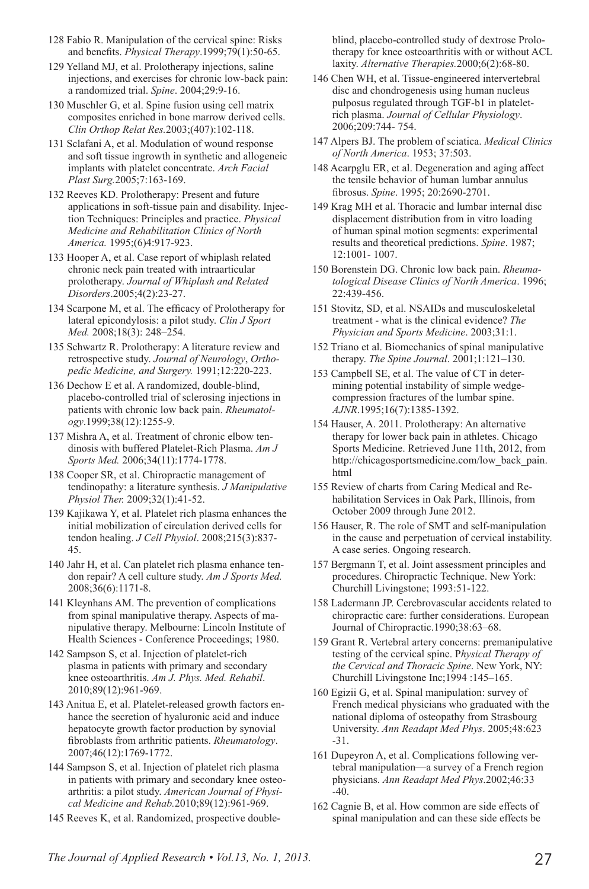128 Fabio R. Manipulation of the cervical spine: Risks and benefits. *Physical Therapy*.1999;79(1):50-65.

129 Yelland MJ, et al. Prolotherapy injections, saline injections, and exercises for chronic low-back pain: a randomized trial. *Spine*. 2004;29:9-16.

130 Muschler G, et al. Spine fusion using cell matrix composites enriched in bone marrow derived cells. *Clin Orthop Relat Res.*2003;(407):102-118.

131 Sclafani A, et al. Modulation of wound response and soft tissue ingrowth in synthetic and allogeneic implants with platelet concentrate. *Arch Facial Plast Surg.*2005;7:163-169.

132 Reeves KD. Prolotherapy: Present and future applications in soft-tissue pain and disability. Injection Techniques: Principles and practice. *Physical Medicine and Rehabilitation Clinics of North America.* 1995;(6)4:917-923.

133 Hooper A, et al. Case report of whiplash related chronic neck pain treated with intraarticular prolotherapy. *Journal of Whiplash and Related Disorders*.2005;4(2):23-27.

134 Scarpone M, et al. The efficacy of Prolotherapy for lateral epicondylosis: a pilot study. *Clin J Sport Med.* 2008;18(3): 248–254.

135 Schwartz R. Prolotherapy: A literature review and retrospective study. *Journal of Neurology*, *Orthopedic Medicine, and Surgery.* 1991;12:220-223.

136 Dechow E et al. A randomized, double-blind, placebo-controlled trial of sclerosing injections in patients with chronic low back pain. *Rheumatology*.1999;38(12):1255-9.

137 Mishra A, et al. Treatment of chronic elbow tendinosis with buffered Platelet-Rich Plasma. *Am J Sports Med.* 2006;34(11):1774-1778.

138 Cooper SR, et al. Chiropractic management of tendinopathy: a literature synthesis. *J Manipulative Physiol Ther.* 2009;32(1):41-52.

139 Kajikawa Y, et al. Platelet rich plasma enhances the initial mobilization of circulation derived cells for tendon healing. *J Cell Physiol*. 2008;215(3):837-45.

140 Jahr H, et al. Can platelet rich plasma enhance tendon repair? A cell culture study. *Am J Sports Med.* 2008;36(6):1171-8.

141 Kleynhans AM. The prevention of complications from spinal manipulative therapy. Aspects of manipulative therapy. Melbourne: Lincoln Institute of Health Sciences - Conference Proceedings; 1980.

142 Sampson S, et al. Injection of platelet-rich plasma in patients with primary and secondary knee osteoarthritis. *Am J. Phys. Med. Rehabil*. 2010;89(12):961-969.

143 Anitua E, et al. Platelet-released growth factors enhance the secretion of hyaluronic acid and induce hepatocyte growth factor production by synovial fibroblasts from arthritic patients. *Rheumatology*. 2007;46(12):1769-1772.

144 Sampson S, et al. Injection of platelet rich plasma in patients with primary and secondary knee osteoarthritis: a pilot study. *American Journal of Physical Medicine and Rehab.*2010;89(12):961-969.

145 Reeves K, et al. Randomized, prospective double-blind, placebo-controlled study of dextrose Prolotherapy for knee osteoarthritis with or without ACL laxity. *Alternative Therapies.*2000;6(2):68-80.

146 Chen WH, et al. Tissue-engineered intervertebral disc and chondrogenesis using human nucleus pulposus regulated through TGF-b1 in platelet-rich plasma. *Journal of Cellular Physiology*. 2006;209:744- 754.

147 Alpers BJ. The problem of sciatica. *Medical Clinics of North America*. 1953; 37:503.

148 Acarpglu ER, et al. Degeneration and aging affect the tensile behavior of human lumbar annulus fibrosus. *Spine*. 1995; 20:2690-2701.

149 Krag MH et al. Thoracic and lumbar internal disc displacement distribution from in vitro loading of human spinal motion segments: experimental results and theoretical predictions. *Spine*. 1987; 12:1001- 1007.

150 Borenstein DG. Chronic low back pain. *Rheumatological Disease Clinics of North America*. 1996; 22:439-456.

151 Stovitz, SD, et al. NSAIDs and musculoskeletal treatment - what is the clinical evidence? *The Physician and Sports Medicine*. 2003;31:1.

152 Triano et al. Biomechanics of spinal manipulative therapy. *The Spine Journal*. 2001;1:121–130.

153 Campbell SE, et al. The value of CT in determining potential instability of simple wedge-compression fractures of the lumbar spine. *AJNR*.1995;16(7):1385-1392.

154 Hauser, A. 2011. Prolotherapy: An alternative therapy for lower back pain in athletes. Chicago Sports Medicine. Retrieved June 11th, 2012, from http://chicagosportsmedicine.com/low_back_pain.html

155 Review of charts from Caring Medical and Rehabilitation Services in Oak Park, Illinois, from October 2009 through June 2012.

156 Hauser, R. The role of SMT and self-manipulation in the cause and perpetuation of cervical instability. A case series. Ongoing research.

157 Bergmann T, et al. Joint assessment principles and procedures. Chiropractic Technique. New York: Churchill Livingstone; 1993:51-122.

158 Ladermann JP. Cerebrovascular accidents related to chiropractic care: further considerations. European Journal of Chiropractic.1990;38:63–68.

159 Grant R. Vertebral artery concerns: premanipulative testing of the cervical spine. P*hysical Therapy of the Cervical and Thoracic Spine*. New York, NY: Churchill Livingstone Inc;1994 :145–165.

160 Egizii G, et al. Spinal manipulation: survey of French medical physicians who graduated with the national diploma of osteopathy from Strasbourg University. *Ann Readapt Med Phys*. 2005;48:623 -31.

161 Dupeyron A, et al. Complications following vertebral manipulation—a survey of a French region physicians. *Ann Readapt Med Phys*.2002;46:33 -40.

162 Cagnie B, et al. How common are side effects of spinal manipulation and can these side effects be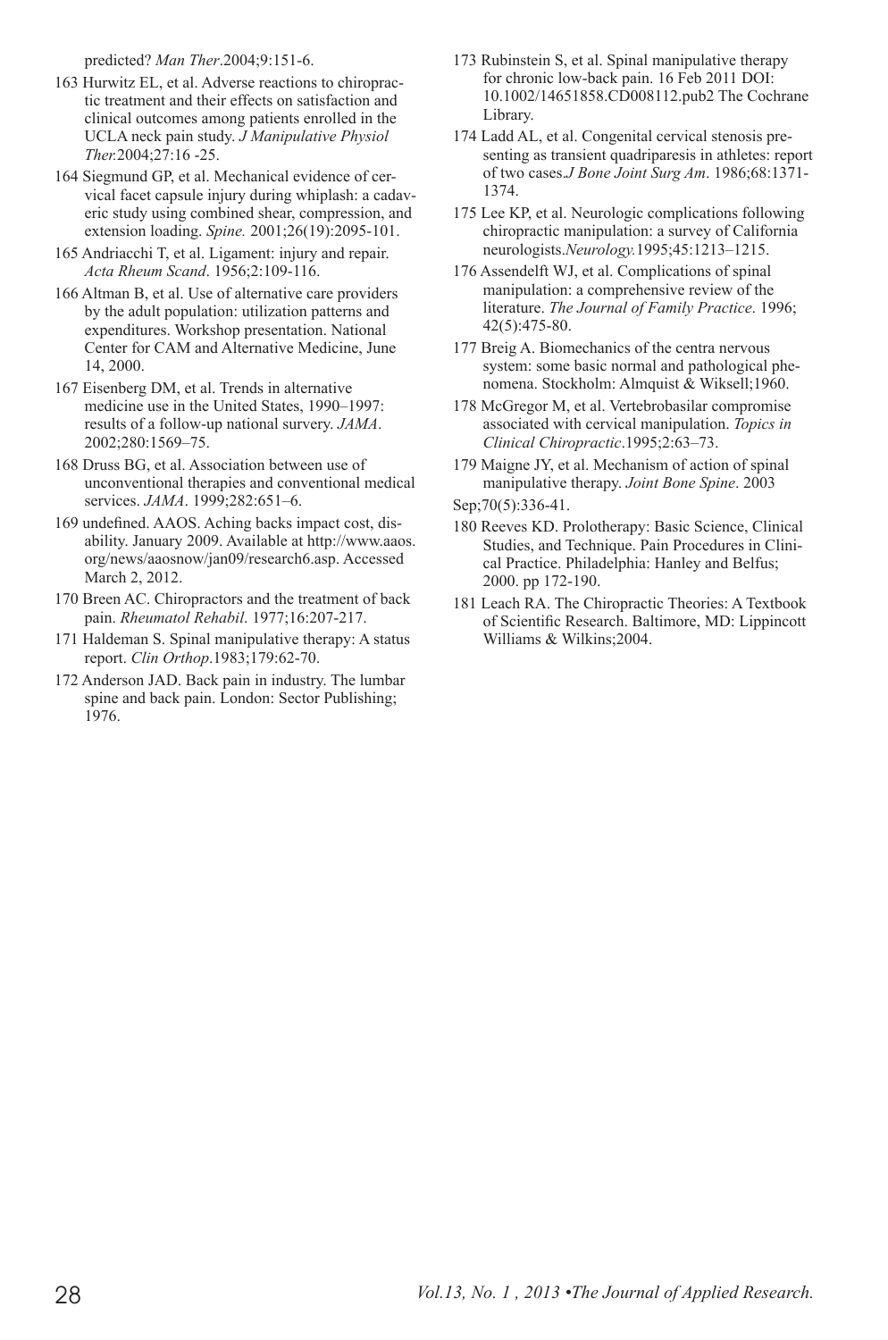predicted? *Man Ther*.2004;9:151-6.

163 Hurwitz EL, et al. Adverse reactions to chiropractic treatment and their effects on satisfaction and clinical outcomes among patients enrolled in the UCLA neck pain study. *J Manipulative Physiol Ther.*2004;27:16 -25.

164 Siegmund GP, et al. Mechanical evidence of cervical facet capsule injury during whiplash: a cadaveric study using combined shear, compression, and extension loading. *Spine.* 2001;26(19):2095-101.

165 Andriacchi T, et al. Ligament: injury and repair. *Acta Rheum Scand*. 1956;2:109-116.

166 Altman B, et al. Use of alternative care providers by the adult population: utilization patterns and expenditures. Workshop presentation. National Center for CAM and Alternative Medicine, June 14, 2000.

167 Eisenberg DM, et al. Trends in alternative medicine use in the United States, 1990–1997: results of a follow-up national survery. *JAMA*. 2002;280:1569–75.

168 Druss BG, et al. Association between use of unconventional therapies and conventional medical services. *JAMA*. 1999;282:651–6.

169 undefined. AAOS. Aching backs impact cost, disability. January 2009. Available at http://www.aaos.org/news/aaosnow/jan09/research6.asp. Accessed March 2, 2012.

170 Breen AC. Chiropractors and the treatment of back pain. *Rheumatol Rehabil*. 1977;16:207-217.

171 Haldeman S. Spinal manipulative therapy: A status report. *Clin Orthop*.1983;179:62-70.

172 Anderson JAD. Back pain in industry. The lumbar spine and back pain. London: Sector Publishing; 1976.

173 Rubinstein S, et al. Spinal manipulative therapy for chronic low-back pain. 16 Feb 2011 DOI: 10.1002/14651858.CD008112.pub2 The Cochrane Library.

174 Ladd AL, et al. Congenital cervical stenosis presenting as transient quadriparesis in athletes: report of two cases.*J Bone Joint Surg Am*. 1986;68:1371-1374.

175 Lee KP, et al. Neurologic complications following chiropractic manipulation: a survey of California neurologists.*Neurology.*1995;45:1213–1215.

176 Assendelft WJ, et al. Complications of spinal manipulation: a comprehensive review of the literature. *The Journal of Family Practice*. 1996; 42(5):475-80.

177 Breig A. Biomechanics of the centra nervous system: some basic normal and pathological phenomena. Stockholm: Almquist & Wiksell;1960.

178 McGregor M, et al. Vertebrobasilar compromise associated with cervical manipulation. *Topics in Clinical Chiropractic*.1995;2:63–73.

179 Maigne JY, et al. Mechanism of action of spinal manipulative therapy. *Joint Bone Spine*. 2003 Sep;70(5):336-41.

180 Reeves KD. Prolotherapy: Basic Science, Clinical Studies, and Technique. Pain Procedures in Clinical Practice. Philadelphia: Hanley and Belfus; 2000. pp 172-190.

181 Leach RA. The Chiropractic Theories: A Textbook of Scientific Research. Baltimore, MD: Lippincott Williams & Wilkins;2004.